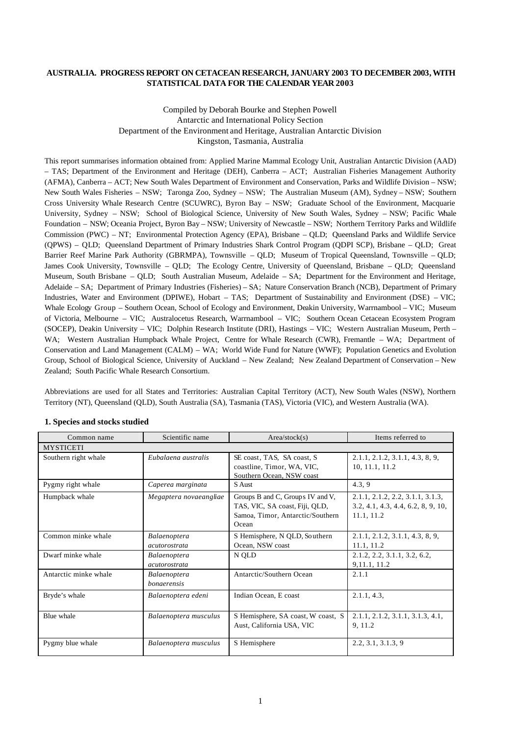**AUSTRALIA. PROGRESS REPORT ON CETACEAN RESEARCH, JANUARY 2003 TO DECEMBER 2003, WITH STATISTICAL DATA FOR THE CALENDAR YEAR 2003**

Compiled by Deborah Bourke and Stephen Powell
Antarctic and International Policy Section
Department of the Environment and Heritage, Australian Antarctic Division
Kingston, Tasmania, Australia

This report summarises information obtained from: Applied Marine Mammal Ecology Unit, Australian Antarctic Division (AAD) – TAS; Department of the Environment and Heritage (DEH), Canberra – ACT; Australian Fisheries Management Authority (AFMA), Canberra – ACT; New South Wales Department of Environment and Conservation, Parks and Wildlife Division – NSW; New South Wales Fisheries – NSW; Taronga Zoo, Sydney – NSW; The Australian Museum (AM), Sydney – NSW; Southern Cross University Whale Research Centre (SCUWRC), Byron Bay – NSW; Graduate School of the Environment, Macquarie University, Sydney – NSW; School of Biological Science, University of New South Wales, Sydney – NSW; Pacific Whale Foundation – NSW; Oceania Project, Byron Bay – NSW; University of Newcastle – NSW; Northern Territory Parks and Wildlife Commission (PWC) – NT; Environmental Protection Agency (EPA), Brisbane – QLD; Queensland Parks and Wildlife Service (QPWS) – QLD; Queensland Department of Primary Industries Shark Control Program (QDPI SCP), Brisbane – QLD; Great Barrier Reef Marine Park Authority (GBRMPA), Townsville – QLD; Museum of Tropical Queensland, Townsville – QLD; James Cook University, Townsville – QLD; The Ecology Centre, University of Queensland, Brisbane – QLD; Queensland Museum, South Brisbane – QLD; South Australian Museum, Adelaide – SA; Department for the Environment and Heritage, Adelaide – SA; Department of Primary Industries (Fisheries) – SA; Nature Conservation Branch (NCB), Department of Primary Industries, Water and Environment (DPIWE), Hobart – TAS; Department of Sustainability and Environment (DSE) – VIC; Whale Ecology Group – Southern Ocean, School of Ecology and Environment, Deakin University, Warrnambool – VIC; Museum of Victoria, Melbourne – VIC; Australocetus Research, Warrnambool – VIC; Southern Ocean Cetacean Ecosystem Program (SOCEP), Deakin University – VIC; Dolphin Research Institute (DRI), Hastings – VIC; Western Australian Museum, Perth – WA; Western Australian Humpback Whale Project, Centre for Whale Research (CWR), Fremantle – WA; Department of Conservation and Land Management (CALM) – WA; World Wide Fund for Nature (WWF); Population Genetics and Evolution Group, School of Biological Science, University of Auckland – New Zealand; New Zealand Department of Conservation – New Zealand; South Pacific Whale Research Consortium.

Abbreviations are used for all States and Territories: Australian Capital Territory (ACT), New South Wales (NSW), Northern Territory (NT), Queensland (QLD), South Australia (SA), Tasmania (TAS), Victoria (VIC), and Western Australia (WA).

## 1. Species and stocks studied

| Common name | Scientific name | Area/stock(s) | Items referred to |
|---|---|---|---|
| MYSTICETI | | | |
| Southern right whale | *Eubalaena australis* | SE coast, TAS, SA coast, S coastline, Timor, WA, VIC, Southern Ocean, NSW coast | 2.1.1, 2.1.2, 3.1.1, 4.3, 8, 9, 10, 11.1, 11.2 |
| Pygmy right whale | *Caperea marginata* | S Aust | 4.3, 9 |
| Humpback whale | *Megaptera novaeangliae* | Groups B and C, Groups IV and V, TAS, VIC, SA coast, Fiji, QLD, Samoa, Timor, Antarctic/Southern Ocean | 2.1.1, 2.1.2, 2.2, 3.1.1, 3.1.3, 3.2, 4.1, 4.3, 4.4, 6.2, 8, 9, 10, 11.1, 11.2 |
| Common minke whale | *Balaenoptera acutorostrata* | S Hemisphere, N QLD, Southern Ocean, NSW coast | 2.1.1, 2.1.2, 3.1.1, 4.3, 8, 9, 11.1, 11.2 |
| Dwarf minke whale | *Balaenoptera acutorostrata* | N QLD | 2.1.2, 2.2, 3.1.1, 3.2, 6.2, 9,11.1, 11.2 |
| Antarctic minke whale | *Balaenoptera bonaerensis* | Antarctic/Southern Ocean | 2.1.1 |
| Bryde's whale | *Balaenoptera edeni* | Indian Ocean, E coast | 2.1.1, 4.3, |
| Blue whale | *Balaenoptera musculus* | S Hemisphere, SA coast, W coast, S Aust, California USA, VIC | 2.1.1, 2.1.2, 3.1.1, 3.1.3, 4.1, 9, 11.2 |
| Pygmy blue whale | *Balaenoptera musculus* | S Hemisphere | 2.2, 3.1, 3.1.3, 9 |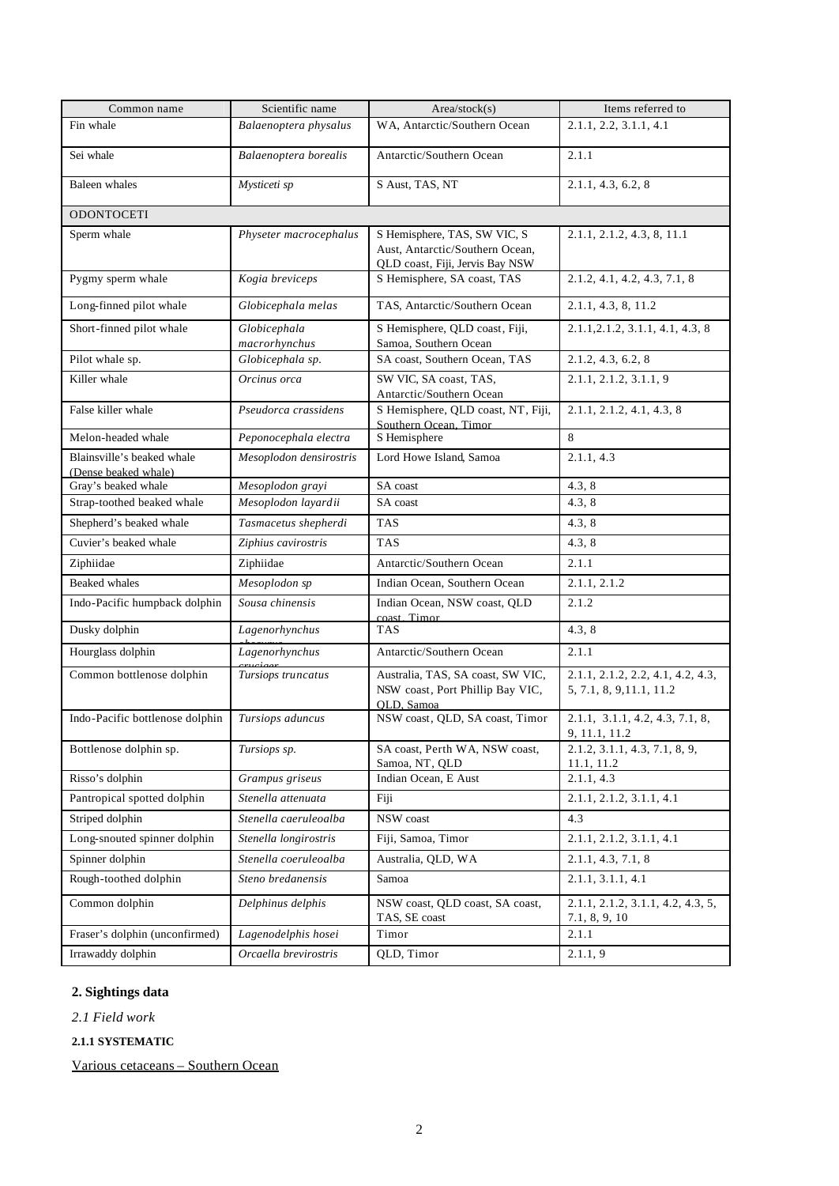| Common name | Scientific name | Area/stock(s) | Items referred to |
|---|---|---|---|
| Fin whale | *Balaenoptera physalus* | WA, Antarctic/Southern Ocean | 2.1.1, 2.2, 3.1.1, 4.1 |
| Sei whale | *Balaenoptera borealis* | Antarctic/Southern Ocean | 2.1.1 |
| Baleen whales | *Mysticeti sp* | S Aust, TAS, NT | 2.1.1, 4.3, 6.2, 8 |
| ODONTOCETI | | | |
| Sperm whale | *Physeter macrocephalus* | S Hemisphere, TAS, SW VIC, S Aust, Antarctic/Southern Ocean, QLD coast, Fiji, Jervis Bay NSW | 2.1.1, 2.1.2, 4.3, 8, 11.1 |
| Pygmy sperm whale | *Kogia breviceps* | S Hemisphere, SA coast, TAS | 2.1.2, 4.1, 4.2, 4.3, 7.1, 8 |
| Long-finned pilot whale | *Globicephala melas* | TAS, Antarctic/Southern Ocean | 2.1.1, 4.3, 8, 11.2 |
| Short-finned pilot whale | *Globicephala macrorhynchus* | S Hemisphere, QLD coast, Fiji, Samoa, Southern Ocean | 2.1.1,2.1.2, 3.1.1, 4.1, 4.3, 8 |
| Pilot whale sp. | *Globicephala sp.* | SA coast, Southern Ocean, TAS | 2.1.2, 4.3, 6.2, 8 |
| Killer whale | *Orcinus orca* | SW VIC, SA coast, TAS, Antarctic/Southern Ocean | 2.1.1, 2.1.2, 3.1.1, 9 |
| False killer whale | *Pseudorca crassidens* | S Hemisphere, QLD coast, NT, Fiji, Southern Ocean, Timor | 2.1.1, 2.1.2, 4.1, 4.3, 8 |
| Melon-headed whale | *Peponocephala electra* | S Hemisphere | 8 |
| Blainsville's beaked whale (Dense beaked whale) | *Mesoplodon densirostris* | Lord Howe Island, Samoa | 2.1.1, 4.3 |
| Gray's beaked whale | *Mesoplodon grayi* | SA coast | 4.3, 8 |
| Strap-toothed beaked whale | *Mesoplodon layardii* | SA coast | 4.3, 8 |
| Shepherd's beaked whale | *Tasmacetus shepherdi* | TAS | 4.3, 8 |
| Cuvier's beaked whale | *Ziphius cavirostris* | TAS | 4.3, 8 |
| Ziphiidae | Ziphiidae | Antarctic/Southern Ocean | 2.1.1 |
| Beaked whales | *Mesoplodon sp* | Indian Ocean, Southern Ocean | 2.1.1, 2.1.2 |
| Indo-Pacific humpback dolphin | *Sousa chinensis* | Indian Ocean, NSW coast, QLD coast, Timor | 2.1.2 |
| Dusky dolphin | *Lagenorhynchus obscurus* | TAS | 4.3, 8 |
| Hourglass dolphin | *Lagenorhynchus cruciger* | Antarctic/Southern Ocean | 2.1.1 |
| Common bottlenose dolphin | *Tursiops truncatus* | Australia, TAS, SA coast, SW VIC, NSW coast, Port Phillip Bay VIC, QLD, Samoa | 2.1.1, 2.1.2, 2.2, 4.1, 4.2, 4.3, 5, 7.1, 8, 9,11.1, 11.2 |
| Indo-Pacific bottlenose dolphin | *Tursiops aduncus* | NSW coast, QLD, SA coast, Timor | 2.1.1, 3.1.1, 4.2, 4.3, 7.1, 8, 9, 11.1, 11.2 |
| Bottlenose dolphin sp. | *Tursiops sp.* | SA coast, Perth WA, NSW coast, Samoa, NT, QLD | 2.1.2, 3.1.1, 4.3, 7.1, 8, 9, 11.1, 11.2 |
| Risso's dolphin | *Grampus griseus* | Indian Ocean, E Aust | 2.1.1, 4.3 |
| Pantropical spotted dolphin | *Stenella attenuata* | Fiji | 2.1.1, 2.1.2, 3.1.1, 4.1 |
| Striped dolphin | *Stenella caeruleoalba* | NSW coast | 4.3 |
| Long-snouted spinner dolphin | *Stenella longirostris* | Fiji, Samoa, Timor | 2.1.1, 2.1.2, 3.1.1, 4.1 |
| Spinner dolphin | *Stenella coeruleoalba* | Australia, QLD, WA | 2.1.1, 4.3, 7.1, 8 |
| Rough-toothed dolphin | *Steno bredanensis* | Samoa | 2.1.1, 3.1.1, 4.1 |
| Common dolphin | *Delphinus delphis* | NSW coast, QLD coast, SA coast, TAS, SE coast | 2.1.1, 2.1.2, 3.1.1, 4.2, 4.3, 5, 7.1, 8, 9, 10 |
| Fraser's dolphin (unconfirmed) | *Lagenodelphis hosei* | Timor | 2.1.1 |
| Irrawaddy dolphin | *Orcaella brevirostris* | QLD, Timor | 2.1.1, 9 |

## 2. Sightings data

*2.1 Field work*

**2.1.1 SYSTEMATIC**

Various cetaceans – Southern Ocean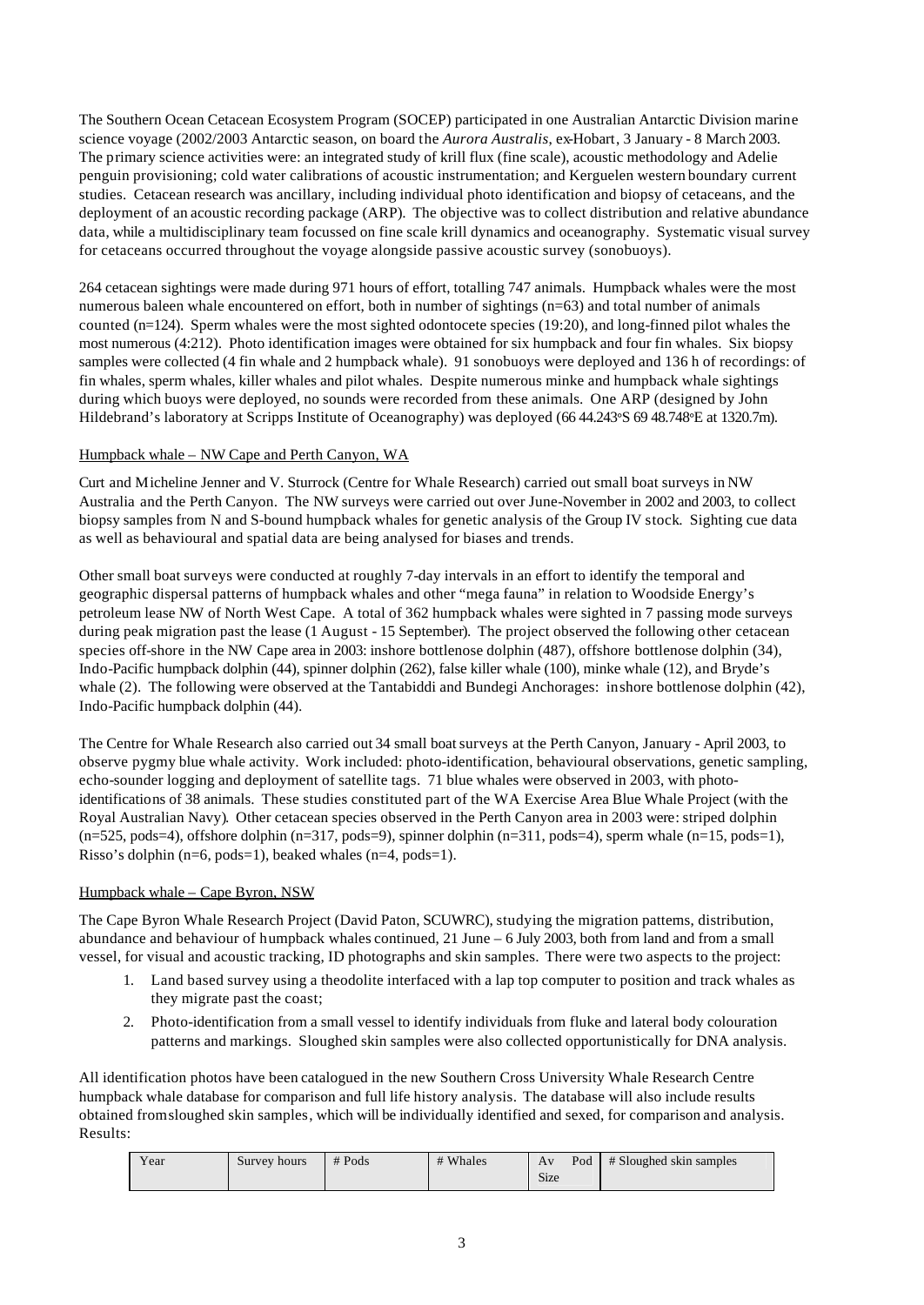The Southern Ocean Cetacean Ecosystem Program (SOCEP) participated in one Australian Antarctic Division marine science voyage (2002/2003 Antarctic season, on board the *Aurora Australis*, ex-Hobart, 3 January - 8 March 2003. The primary science activities were: an integrated study of krill flux (fine scale), acoustic methodology and Adelie penguin provisioning; cold water calibrations of acoustic instrumentation; and Kerguelen western boundary current studies. Cetacean research was ancillary, including individual photo identification and biopsy of cetaceans, and the deployment of an acoustic recording package (ARP). The objective was to collect distribution and relative abundance data, while a multidisciplinary team focussed on fine scale krill dynamics and oceanography. Systematic visual survey for cetaceans occurred throughout the voyage alongside passive acoustic survey (sonobuoys).

264 cetacean sightings were made during 971 hours of effort, totalling 747 animals. Humpback whales were the most numerous baleen whale encountered on effort, both in number of sightings (n=63) and total number of animals counted (n=124). Sperm whales were the most sighted odontocete species (19:20), and long-finned pilot whales the most numerous (4:212). Photo identification images were obtained for six humpback and four fin whales. Six biopsy samples were collected (4 fin whale and 2 humpback whale). 91 sonobuoys were deployed and 136 h of recordings: of fin whales, sperm whales, killer whales and pilot whales. Despite numerous minke and humpback whale sightings during which buoys were deployed, no sounds were recorded from these animals. One ARP (designed by John Hildebrand's laboratory at Scripps Institute of Oceanography) was deployed (66 44.243ºS 69 48.748ºE at 1320.7m).

Humpback whale – NW Cape and Perth Canyon, WA

Curt and Micheline Jenner and V. Sturrock (Centre for Whale Research) carried out small boat surveys in NW Australia and the Perth Canyon. The NW surveys were carried out over June-November in 2002 and 2003, to collect biopsy samples from N and S-bound humpback whales for genetic analysis of the Group IV stock. Sighting cue data as well as behavioural and spatial data are being analysed for biases and trends.

Other small boat surveys were conducted at roughly 7-day intervals in an effort to identify the temporal and geographic dispersal patterns of humpback whales and other "mega fauna" in relation to Woodside Energy's petroleum lease NW of North West Cape. A total of 362 humpback whales were sighted in 7 passing mode surveys during peak migration past the lease (1 August - 15 September). The project observed the following other cetacean species off-shore in the NW Cape area in 2003: inshore bottlenose dolphin (487), offshore bottlenose dolphin (34), Indo-Pacific humpback dolphin (44), spinner dolphin (262), false killer whale (100), minke whale (12), and Bryde's whale (2). The following were observed at the Tantabiddi and Bundegi Anchorages: inshore bottlenose dolphin (42), Indo-Pacific humpback dolphin (44).

The Centre for Whale Research also carried out 34 small boat surveys at the Perth Canyon, January - April 2003, to observe pygmy blue whale activity. Work included: photo-identification, behavioural observations, genetic sampling, echo-sounder logging and deployment of satellite tags. 71 blue whales were observed in 2003, with photo-identifications of 38 animals. These studies constituted part of the WA Exercise Area Blue Whale Project (with the Royal Australian Navy). Other cetacean species observed in the Perth Canyon area in 2003 were: striped dolphin (n=525, pods=4), offshore dolphin (n=317, pods=9), spinner dolphin (n=311, pods=4), sperm whale (n=15, pods=1), Risso's dolphin (n=6, pods=1), beaked whales (n=4, pods=1).

Humpback whale – Cape Byron, NSW

The Cape Byron Whale Research Project (David Paton, SCUWRC), studying the migration patterns, distribution, abundance and behaviour of humpback whales continued, 21 June – 6 July 2003, both from land and from a small vessel, for visual and acoustic tracking, ID photographs and skin samples. There were two aspects to the project:

1. Land based survey using a theodolite interfaced with a lap top computer to position and track whales as they migrate past the coast;
2. Photo-identification from a small vessel to identify individuals from fluke and lateral body colouration patterns and markings. Sloughed skin samples were also collected opportunistically for DNA analysis.

All identification photos have been catalogued in the new Southern Cross University Whale Research Centre humpback whale database for comparison and full life history analysis. The database will also include results obtained from sloughed skin samples, which will be individually identified and sexed, for comparison and analysis. Results:

| Year | Survey hours | # Pods | # Whales | Av Pod Size | # Sloughed skin samples |
|---|---|---|---|---|---|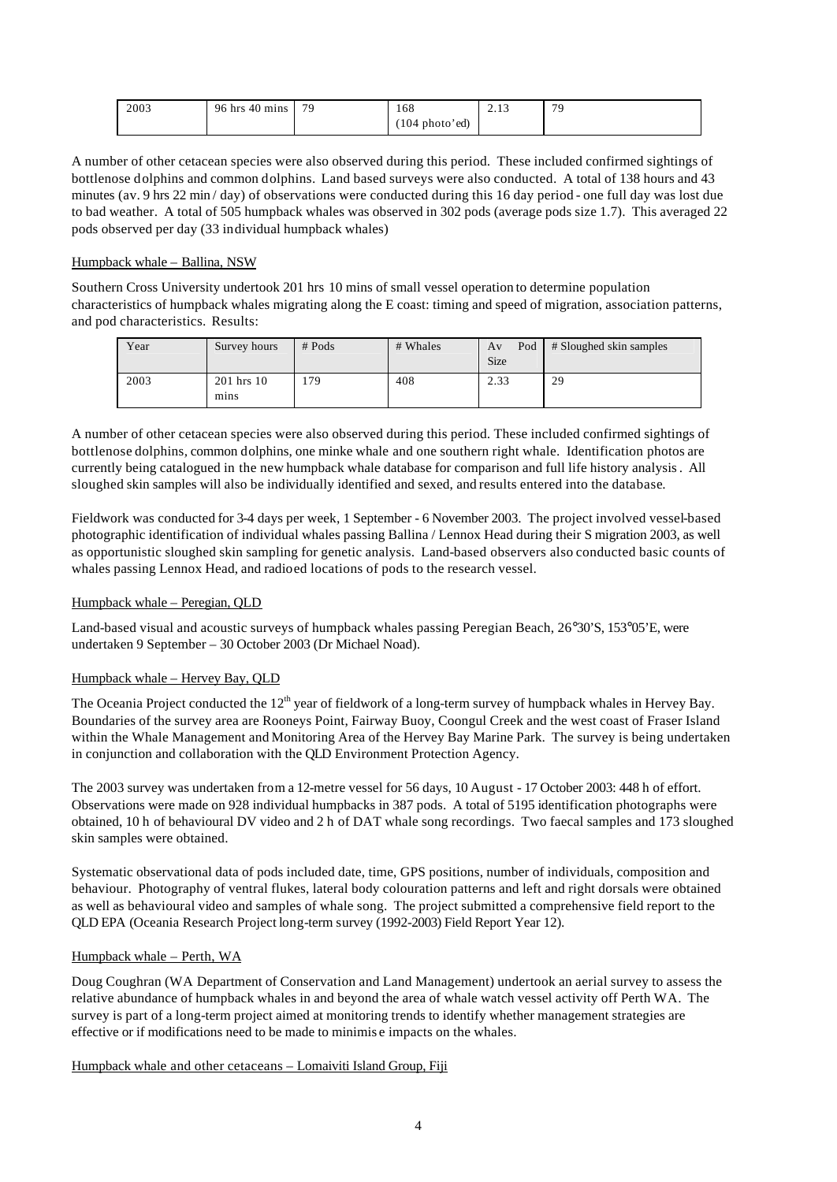| 2003 | 96 hrs 40 mins | 79 | 168 (104 photo'ed) | 2.13 | 79 |
|---|---|---|---|---|---|

A number of other cetacean species were also observed during this period. These included confirmed sightings of bottlenose dolphins and common dolphins. Land based surveys were also conducted. A total of 138 hours and 43 minutes (av. 9 hrs 22 min / day) of observations were conducted during this 16 day period - one full day was lost due to bad weather. A total of 505 humpback whales was observed in 302 pods (average pods size 1.7). This averaged 22 pods observed per day (33 individual humpback whales)

Humpback whale – Ballina, NSW

Southern Cross University undertook 201 hrs 10 mins of small vessel operation to determine population characteristics of humpback whales migrating along the E coast: timing and speed of migration, association patterns, and pod characteristics. Results:

| Year | Survey hours | # Pods | # Whales | Av Pod Size | # Sloughed skin samples |
|---|---|---|---|---|---|
| 2003 | 201 hrs 10 mins | 179 | 408 | 2.33 | 29 |

A number of other cetacean species were also observed during this period. These included confirmed sightings of bottlenose dolphins, common dolphins, one minke whale and one southern right whale. Identification photos are currently being catalogued in the new humpback whale database for comparison and full life history analysis. All sloughed skin samples will also be individually identified and sexed, and results entered into the database.

Fieldwork was conducted for 3-4 days per week, 1 September - 6 November 2003. The project involved vessel-based photographic identification of individual whales passing Ballina / Lennox Head during their S migration 2003, as well as opportunistic sloughed skin sampling for genetic analysis. Land-based observers also conducted basic counts of whales passing Lennox Head, and radioed locations of pods to the research vessel.

Humpback whale – Peregian, QLD

Land-based visual and acoustic surveys of humpback whales passing Peregian Beach, 26°30'S, 153°05'E, were undertaken 9 September – 30 October 2003 (Dr Michael Noad).

Humpback whale – Hervey Bay, QLD

The Oceania Project conducted the 12th year of fieldwork of a long-term survey of humpback whales in Hervey Bay. Boundaries of the survey area are Rooneys Point, Fairway Buoy, Coongul Creek and the west coast of Fraser Island within the Whale Management and Monitoring Area of the Hervey Bay Marine Park. The survey is being undertaken in conjunction and collaboration with the QLD Environment Protection Agency.

The 2003 survey was undertaken from a 12-metre vessel for 56 days, 10 August - 17 October 2003: 448 h of effort. Observations were made on 928 individual humpbacks in 387 pods. A total of 5195 identification photographs were obtained, 10 h of behavioural DV video and 2 h of DAT whale song recordings. Two faecal samples and 173 sloughed skin samples were obtained.

Systematic observational data of pods included date, time, GPS positions, number of individuals, composition and behaviour. Photography of ventral flukes, lateral body colouration patterns and left and right dorsals were obtained as well as behavioural video and samples of whale song. The project submitted a comprehensive field report to the QLD EPA (Oceania Research Project long-term survey (1992-2003) Field Report Year 12).

Humpback whale – Perth, WA

Doug Coughran (WA Department of Conservation and Land Management) undertook an aerial survey to assess the relative abundance of humpback whales in and beyond the area of whale watch vessel activity off Perth WA. The survey is part of a long-term project aimed at monitoring trends to identify whether management strategies are effective or if modifications need to be made to minimise impacts on the whales.

Humpback whale and other cetaceans – Lomaiviti Island Group, Fiji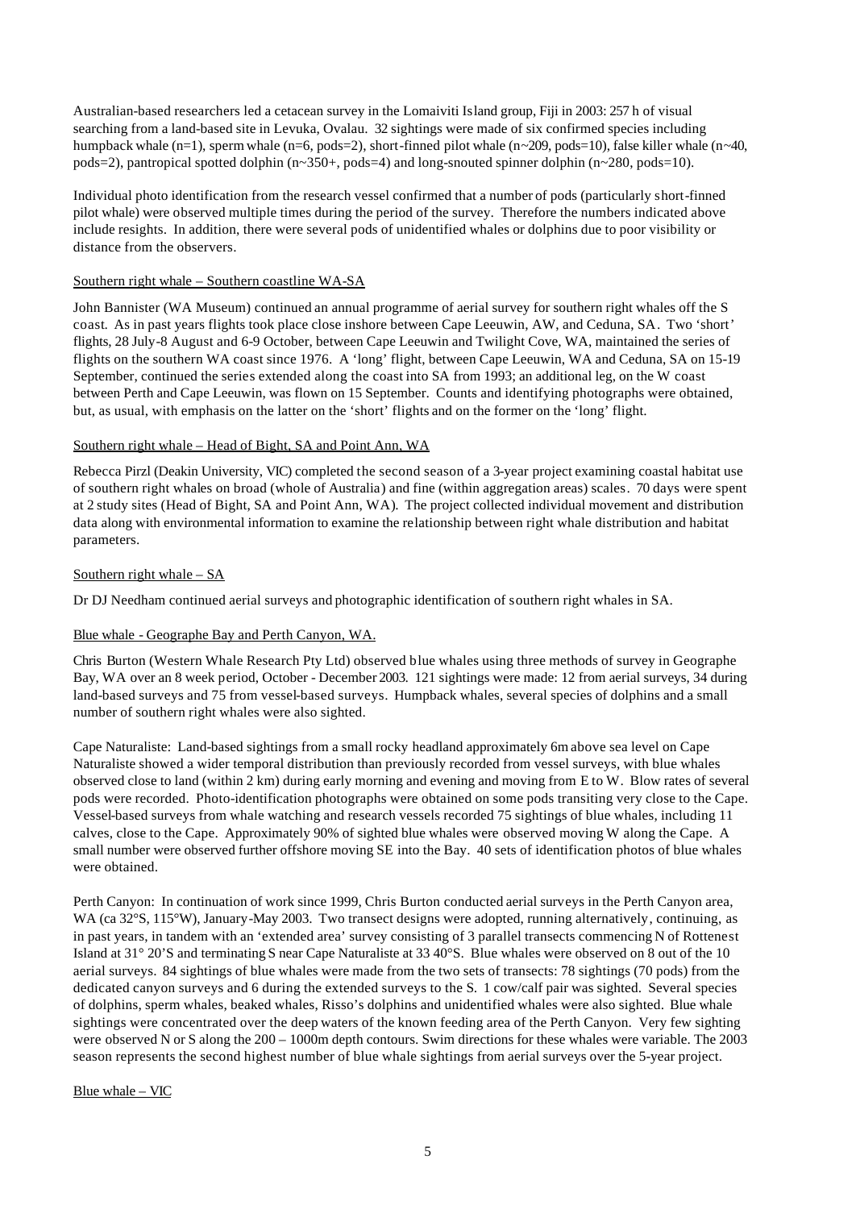Australian-based researchers led a cetacean survey in the Lomaiviti Island group, Fiji in 2003: 257 h of visual searching from a land-based site in Levuka, Ovalau. 32 sightings were made of six confirmed species including humpback whale (n=1), sperm whale (n=6, pods=2), short-finned pilot whale (n~209, pods=10), false killer whale (n~40, pods=2), pantropical spotted dolphin (n~350+, pods=4) and long-snouted spinner dolphin (n~280, pods=10).

Individual photo identification from the research vessel confirmed that a number of pods (particularly short-finned pilot whale) were observed multiple times during the period of the survey. Therefore the numbers indicated above include resights. In addition, there were several pods of unidentified whales or dolphins due to poor visibility or distance from the observers.

Southern right whale – Southern coastline WA-SA

John Bannister (WA Museum) continued an annual programme of aerial survey for southern right whales off the S coast. As in past years flights took place close inshore between Cape Leeuwin, AW, and Ceduna, SA. Two 'short' flights, 28 July-8 August and 6-9 October, between Cape Leeuwin and Twilight Cove, WA, maintained the series of flights on the southern WA coast since 1976. A 'long' flight, between Cape Leeuwin, WA and Ceduna, SA on 15-19 September, continued the series extended along the coast into SA from 1993; an additional leg, on the W coast between Perth and Cape Leeuwin, was flown on 15 September. Counts and identifying photographs were obtained, but, as usual, with emphasis on the latter on the 'short' flights and on the former on the 'long' flight.

Southern right whale – Head of Bight, SA and Point Ann, WA

Rebecca Pirzl (Deakin University, VIC) completed the second season of a 3-year project examining coastal habitat use of southern right whales on broad (whole of Australia) and fine (within aggregation areas) scales. 70 days were spent at 2 study sites (Head of Bight, SA and Point Ann, WA). The project collected individual movement and distribution data along with environmental information to examine the relationship between right whale distribution and habitat parameters.

Southern right whale – SA

Dr DJ Needham continued aerial surveys and photographic identification of southern right whales in SA.

Blue whale - Geographe Bay and Perth Canyon, WA.

Chris Burton (Western Whale Research Pty Ltd) observed blue whales using three methods of survey in Geographe Bay, WA over an 8 week period, October - December 2003. 121 sightings were made: 12 from aerial surveys, 34 during land-based surveys and 75 from vessel-based surveys. Humpback whales, several species of dolphins and a small number of southern right whales were also sighted.

Cape Naturaliste: Land-based sightings from a small rocky headland approximately 6m above sea level on Cape Naturaliste showed a wider temporal distribution than previously recorded from vessel surveys, with blue whales observed close to land (within 2 km) during early morning and evening and moving from E to W. Blow rates of several pods were recorded. Photo-identification photographs were obtained on some pods transiting very close to the Cape. Vessel-based surveys from whale watching and research vessels recorded 75 sightings of blue whales, including 11 calves, close to the Cape. Approximately 90% of sighted blue whales were observed moving W along the Cape. A small number were observed further offshore moving SE into the Bay. 40 sets of identification photos of blue whales were obtained.

Perth Canyon: In continuation of work since 1999, Chris Burton conducted aerial surveys in the Perth Canyon area, WA (ca 32°S, 115°W), January-May 2003. Two transect designs were adopted, running alternatively, continuing, as in past years, in tandem with an 'extended area' survey consisting of 3 parallel transects commencing N of Rottenest Island at 31° 20'S and terminating S near Cape Naturaliste at 33 40°S. Blue whales were observed on 8 out of the 10 aerial surveys. 84 sightings of blue whales were made from the two sets of transects: 78 sightings (70 pods) from the dedicated canyon surveys and 6 during the extended surveys to the S. 1 cow/calf pair was sighted. Several species of dolphins, sperm whales, beaked whales, Risso's dolphins and unidentified whales were also sighted. Blue whale sightings were concentrated over the deep waters of the known feeding area of the Perth Canyon. Very few sighting were observed N or S along the 200 – 1000m depth contours. Swim directions for these whales were variable. The 2003 season represents the second highest number of blue whale sightings from aerial surveys over the 5-year project.

Blue whale – VIC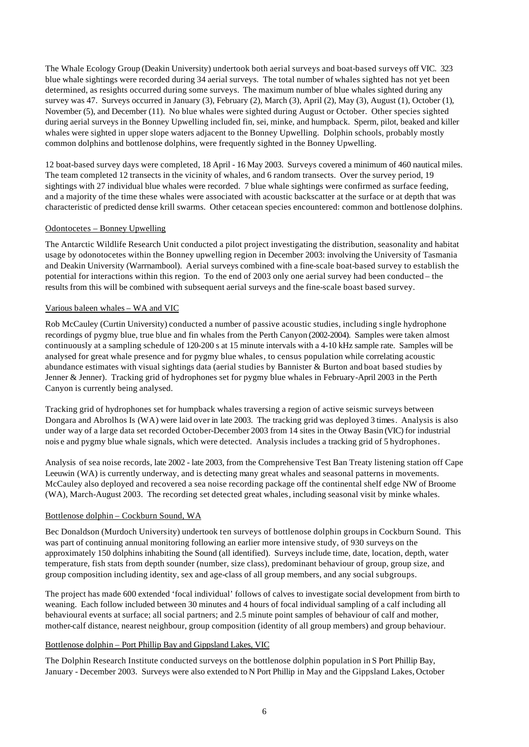The Whale Ecology Group (Deakin University) undertook both aerial surveys and boat-based surveys off VIC. 323 blue whale sightings were recorded during 34 aerial surveys. The total number of whales sighted has not yet been determined, as resights occurred during some surveys. The maximum number of blue whales sighted during any survey was 47. Surveys occurred in January (3), February (2), March (3), April (2), May (3), August (1), October (1), November (5), and December (11). No blue whales were sighted during August or October. Other species sighted during aerial surveys in the Bonney Upwelling included fin, sei, minke, and humpback. Sperm, pilot, beaked and killer whales were sighted in upper slope waters adjacent to the Bonney Upwelling. Dolphin schools, probably mostly common dolphins and bottlenose dolphins, were frequently sighted in the Bonney Upwelling.

12 boat-based survey days were completed, 18 April - 16 May 2003. Surveys covered a minimum of 460 nautical miles. The team completed 12 transects in the vicinity of whales, and 6 random transects. Over the survey period, 19 sightings with 27 individual blue whales were recorded. 7 blue whale sightings were confirmed as surface feeding, and a majority of the time these whales were associated with acoustic backscatter at the surface or at depth that was characteristic of predicted dense krill swarms. Other cetacean species encountered: common and bottlenose dolphins.

Odontocetes – Bonney Upwelling

The Antarctic Wildlife Research Unit conducted a pilot project investigating the distribution, seasonality and habitat usage by odonotocetes within the Bonney upwelling region in December 2003: involving the University of Tasmania and Deakin University (Warrnambool). Aerial surveys combined with a fine-scale boat-based survey to establish the potential for interactions within this region. To the end of 2003 only one aerial survey had been conducted – the results from this will be combined with subsequent aerial surveys and the fine-scale boast based survey.

Various baleen whales – WA and VIC

Rob McCauley (Curtin University) conducted a number of passive acoustic studies, including single hydrophone recordings of pygmy blue, true blue and fin whales from the Perth Canyon (2002-2004). Samples were taken almost continuously at a sampling schedule of 120-200 s at 15 minute intervals with a 4-10 kHz sample rate. Samples will be analysed for great whale presence and for pygmy blue whales, to census population while correlating acoustic abundance estimates with visual sightings data (aerial studies by Bannister & Burton and boat based studies by Jenner & Jenner). Tracking grid of hydrophones set for pygmy blue whales in February-April 2003 in the Perth Canyon is currently being analysed.

Tracking grid of hydrophones set for humpback whales traversing a region of active seismic surveys between Dongara and Abrolhos Is (WA) were laid over in late 2003. The tracking grid was deployed 3 times. Analysis is also under way of a large data set recorded October-December 2003 from 14 sites in the Otway Basin (VIC) for industrial noise and pygmy blue whale signals, which were detected. Analysis includes a tracking grid of 5 hydrophones.

Analysis of sea noise records, late 2002 - late 2003, from the Comprehensive Test Ban Treaty listening station off Cape Leeuwin (WA) is currently underway, and is detecting many great whales and seasonal patterns in movements. McCauley also deployed and recovered a sea noise recording package off the continental shelf edge NW of Broome (WA), March-August 2003. The recording set detected great whales, including seasonal visit by minke whales.

Bottlenose dolphin – Cockburn Sound, WA

Bec Donaldson (Murdoch University) undertook ten surveys of bottlenose dolphin groups in Cockburn Sound. This was part of continuing annual monitoring following an earlier more intensive study, of 930 surveys on the approximately 150 dolphins inhabiting the Sound (all identified). Surveys include time, date, location, depth, water temperature, fish stats from depth sounder (number, size class), predominant behaviour of group, group size, and group composition including identity, sex and age-class of all group members, and any social subgroups.

The project has made 600 extended 'focal individual' follows of calves to investigate social development from birth to weaning. Each follow included between 30 minutes and 4 hours of focal individual sampling of a calf including all behavioural events at surface; all social partners; and 2.5 minute point samples of behaviour of calf and mother, mother-calf distance, nearest neighbour, group composition (identity of all group members) and group behaviour.

Bottlenose dolphin – Port Phillip Bay and Gippsland Lakes, VIC

The Dolphin Research Institute conducted surveys on the bottlenose dolphin population in S Port Phillip Bay, January - December 2003. Surveys were also extended to N Port Phillip in May and the Gippsland Lakes, October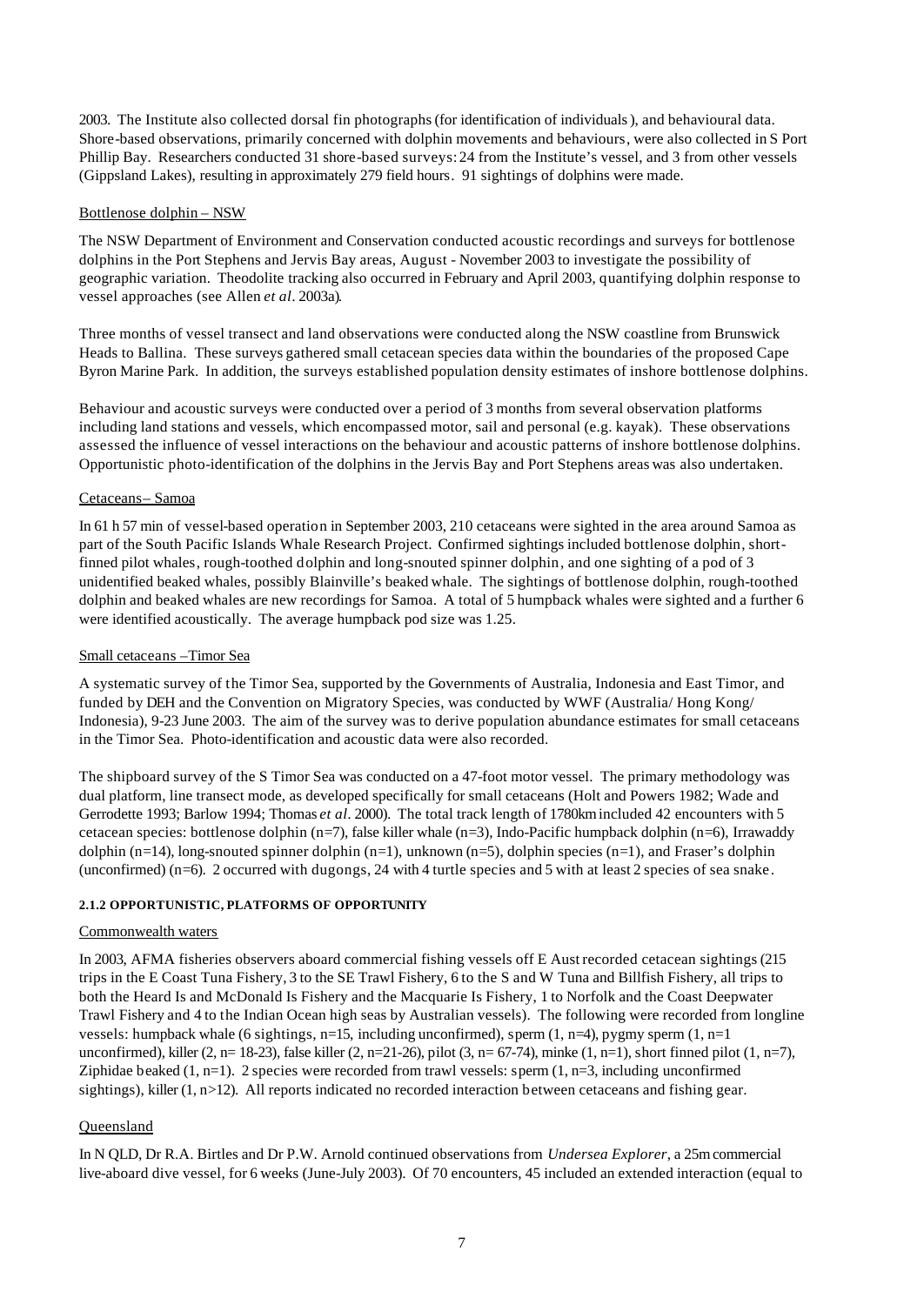2003. The Institute also collected dorsal fin photographs (for identification of individuals), and behavioural data. Shore-based observations, primarily concerned with dolphin movements and behaviours, were also collected in S Port Phillip Bay. Researchers conducted 31 shore-based surveys: 24 from the Institute's vessel, and 3 from other vessels (Gippsland Lakes), resulting in approximately 279 field hours. 91 sightings of dolphins were made.

Bottlenose dolphin – NSW

The NSW Department of Environment and Conservation conducted acoustic recordings and surveys for bottlenose dolphins in the Port Stephens and Jervis Bay areas, August - November 2003 to investigate the possibility of geographic variation. Theodolite tracking also occurred in February and April 2003, quantifying dolphin response to vessel approaches (see Allen *et al*. 2003a).

Three months of vessel transect and land observations were conducted along the NSW coastline from Brunswick Heads to Ballina. These surveys gathered small cetacean species data within the boundaries of the proposed Cape Byron Marine Park. In addition, the surveys established population density estimates of inshore bottlenose dolphins.

Behaviour and acoustic surveys were conducted over a period of 3 months from several observation platforms including land stations and vessels, which encompassed motor, sail and personal (e.g. kayak). These observations assessed the influence of vessel interactions on the behaviour and acoustic patterns of inshore bottlenose dolphins. Opportunistic photo-identification of the dolphins in the Jervis Bay and Port Stephens areas was also undertaken.

Cetaceans– Samoa

In 61 h 57 min of vessel-based operation in September 2003, 210 cetaceans were sighted in the area around Samoa as part of the South Pacific Islands Whale Research Project. Confirmed sightings included bottlenose dolphin, short-finned pilot whales, rough-toothed dolphin and long-snouted spinner dolphin, and one sighting of a pod of 3 unidentified beaked whales, possibly Blainville's beaked whale. The sightings of bottlenose dolphin, rough-toothed dolphin and beaked whales are new recordings for Samoa. A total of 5 humpback whales were sighted and a further 6 were identified acoustically. The average humpback pod size was 1.25.

Small cetaceans –Timor Sea

A systematic survey of the Timor Sea, supported by the Governments of Australia, Indonesia and East Timor, and funded by DEH and the Convention on Migratory Species, was conducted by WWF (Australia/ Hong Kong/ Indonesia), 9-23 June 2003. The aim of the survey was to derive population abundance estimates for small cetaceans in the Timor Sea. Photo-identification and acoustic data were also recorded.

The shipboard survey of the S Timor Sea was conducted on a 47-foot motor vessel. The primary methodology was dual platform, line transect mode, as developed specifically for small cetaceans (Holt and Powers 1982; Wade and Gerrodette 1993; Barlow 1994; Thomas *et al*. 2000). The total track length of 1780km included 42 encounters with 5 cetacean species: bottlenose dolphin (n=7), false killer whale (n=3), Indo-Pacific humpback dolphin (n=6), Irrawaddy dolphin (n=14), long-snouted spinner dolphin (n=1), unknown (n=5), dolphin species (n=1), and Fraser's dolphin (unconfirmed) (n=6). 2 occurred with dugongs, 24 with 4 turtle species and 5 with at least 2 species of sea snake.

#### 2.1.2 OPPORTUNISTIC, PLATFORMS OF OPPORTUNITY

Commonwealth waters

In 2003, AFMA fisheries observers aboard commercial fishing vessels off E Aust recorded cetacean sightings (215 trips in the E Coast Tuna Fishery, 3 to the SE Trawl Fishery, 6 to the S and W Tuna and Billfish Fishery, all trips to both the Heard Is and McDonald Is Fishery and the Macquarie Is Fishery, 1 to Norfolk and the Coast Deepwater Trawl Fishery and 4 to the Indian Ocean high seas by Australian vessels). The following were recorded from longline vessels: humpback whale (6 sightings, n=15, including unconfirmed), sperm (1, n=4), pygmy sperm (1, n=1 unconfirmed), killer (2, n= 18-23), false killer (2, n=21-26), pilot (3, n= 67-74), minke (1, n=1), short finned pilot (1, n=7), Ziphidae beaked (1, n=1). 2 species were recorded from trawl vessels: sperm (1, n=3, including unconfirmed sightings), killer (1, n>12). All reports indicated no recorded interaction between cetaceans and fishing gear.

Queensland

In N QLD, Dr R.A. Birtles and Dr P.W. Arnold continued observations from *Undersea Explorer*, a 25m commercial live-aboard dive vessel, for 6 weeks (June-July 2003). Of 70 encounters, 45 included an extended interaction (equal to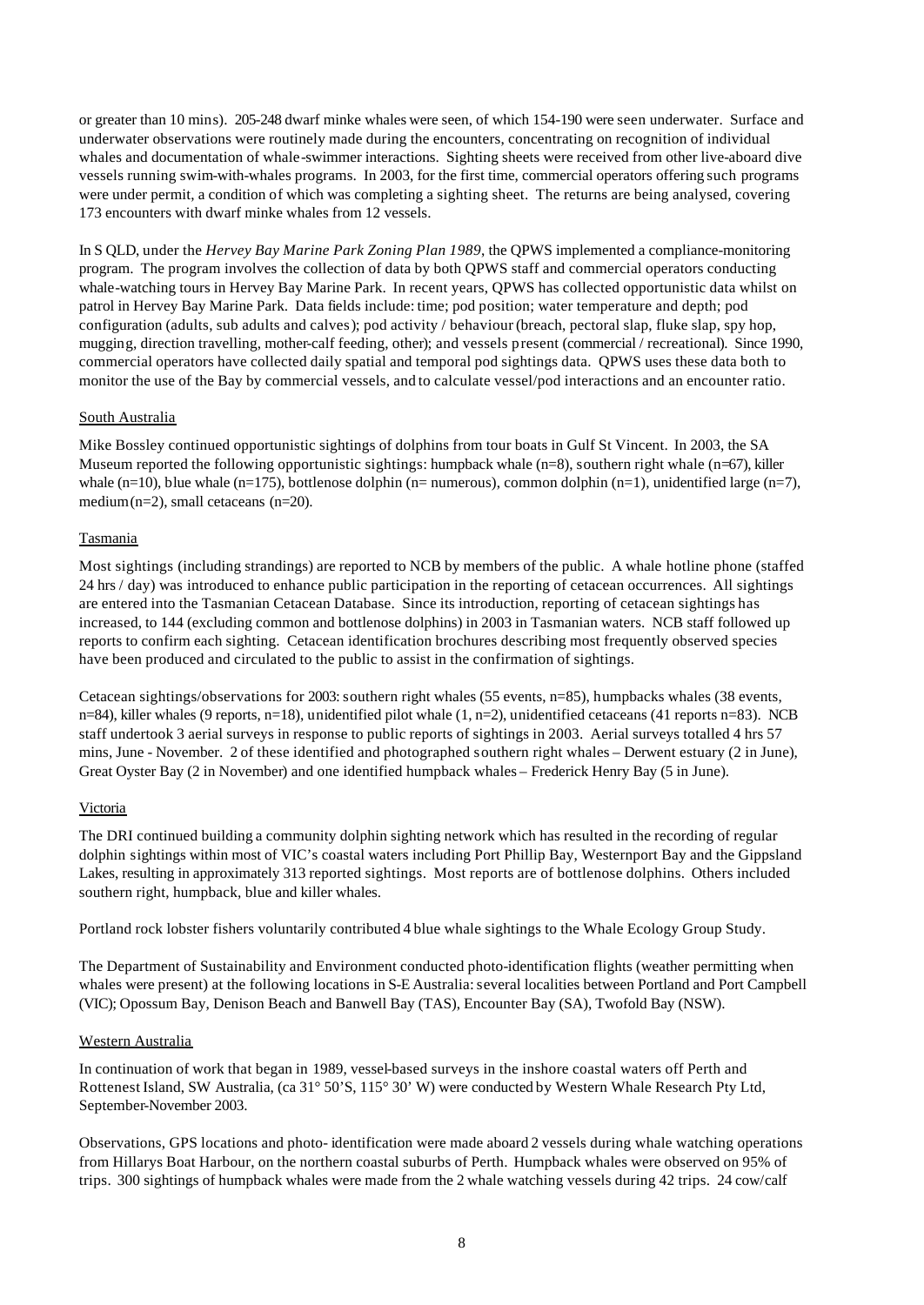or greater than 10 mins). 205-248 dwarf minke whales were seen, of which 154-190 were seen underwater. Surface and underwater observations were routinely made during the encounters, concentrating on recognition of individual whales and documentation of whale-swimmer interactions. Sighting sheets were received from other live-aboard dive vessels running swim-with-whales programs. In 2003, for the first time, commercial operators offering such programs were under permit, a condition of which was completing a sighting sheet. The returns are being analysed, covering 173 encounters with dwarf minke whales from 12 vessels.

In S QLD, under the *Hervey Bay Marine Park Zoning Plan 1989*, the QPWS implemented a compliance-monitoring program. The program involves the collection of data by both QPWS staff and commercial operators conducting whale-watching tours in Hervey Bay Marine Park. In recent years, QPWS has collected opportunistic data whilst on patrol in Hervey Bay Marine Park. Data fields include: time; pod position; water temperature and depth; pod configuration (adults, sub adults and calves); pod activity / behaviour (breach, pectoral slap, fluke slap, spy hop, mugging, direction travelling, mother-calf feeding, other); and vessels present (commercial / recreational). Since 1990, commercial operators have collected daily spatial and temporal pod sightings data. QPWS uses these data both to monitor the use of the Bay by commercial vessels, and to calculate vessel/pod interactions and an encounter ratio.

<u>South Australia</u>

Mike Bossley continued opportunistic sightings of dolphins from tour boats in Gulf St Vincent. In 2003, the SA Museum reported the following opportunistic sightings: humpback whale (n=8), southern right whale (n=67), killer whale (n=10), blue whale (n=175), bottlenose dolphin (n= numerous), common dolphin (n=1), unidentified large (n=7), medium (n=2), small cetaceans (n=20).

<u>Tasmania</u>

Most sightings (including strandings) are reported to NCB by members of the public. A whale hotline phone (staffed 24 hrs / day) was introduced to enhance public participation in the reporting of cetacean occurrences. All sightings are entered into the Tasmanian Cetacean Database. Since its introduction, reporting of cetacean sightings has increased, to 144 (excluding common and bottlenose dolphins) in 2003 in Tasmanian waters. NCB staff followed up reports to confirm each sighting. Cetacean identification brochures describing most frequently observed species have been produced and circulated to the public to assist in the confirmation of sightings.

Cetacean sightings/observations for 2003: southern right whales (55 events, n=85), humpbacks whales (38 events, n=84), killer whales (9 reports, n=18), unidentified pilot whale (1, n=2), unidentified cetaceans (41 reports n=83). NCB staff undertook 3 aerial surveys in response to public reports of sightings in 2003. Aerial surveys totalled 4 hrs 57 mins, June - November. 2 of these identified and photographed southern right whales – Derwent estuary (2 in June), Great Oyster Bay (2 in November) and one identified humpback whales – Frederick Henry Bay (5 in June).

<u>Victoria</u>

The DRI continued building a community dolphin sighting network which has resulted in the recording of regular dolphin sightings within most of VIC's coastal waters including Port Phillip Bay, Westernport Bay and the Gippsland Lakes, resulting in approximately 313 reported sightings. Most reports are of bottlenose dolphins. Others included southern right, humpback, blue and killer whales.

Portland rock lobster fishers voluntarily contributed 4 blue whale sightings to the Whale Ecology Group Study.

The Department of Sustainability and Environment conducted photo-identification flights (weather permitting when whales were present) at the following locations in S-E Australia: several localities between Portland and Port Campbell (VIC); Opossum Bay, Denison Beach and Banwell Bay (TAS), Encounter Bay (SA), Twofold Bay (NSW).

<u>Western Australia</u>

In continuation of work that began in 1989, vessel-based surveys in the inshore coastal waters off Perth and Rottenest Island, SW Australia, (ca 31° 50'S, 115° 30' W) were conducted by Western Whale Research Pty Ltd, September-November 2003.

Observations, GPS locations and photo- identification were made aboard 2 vessels during whale watching operations from Hillarys Boat Harbour, on the northern coastal suburbs of Perth. Humpback whales were observed on 95% of trips. 300 sightings of humpback whales were made from the 2 whale watching vessels during 42 trips. 24 cow/calf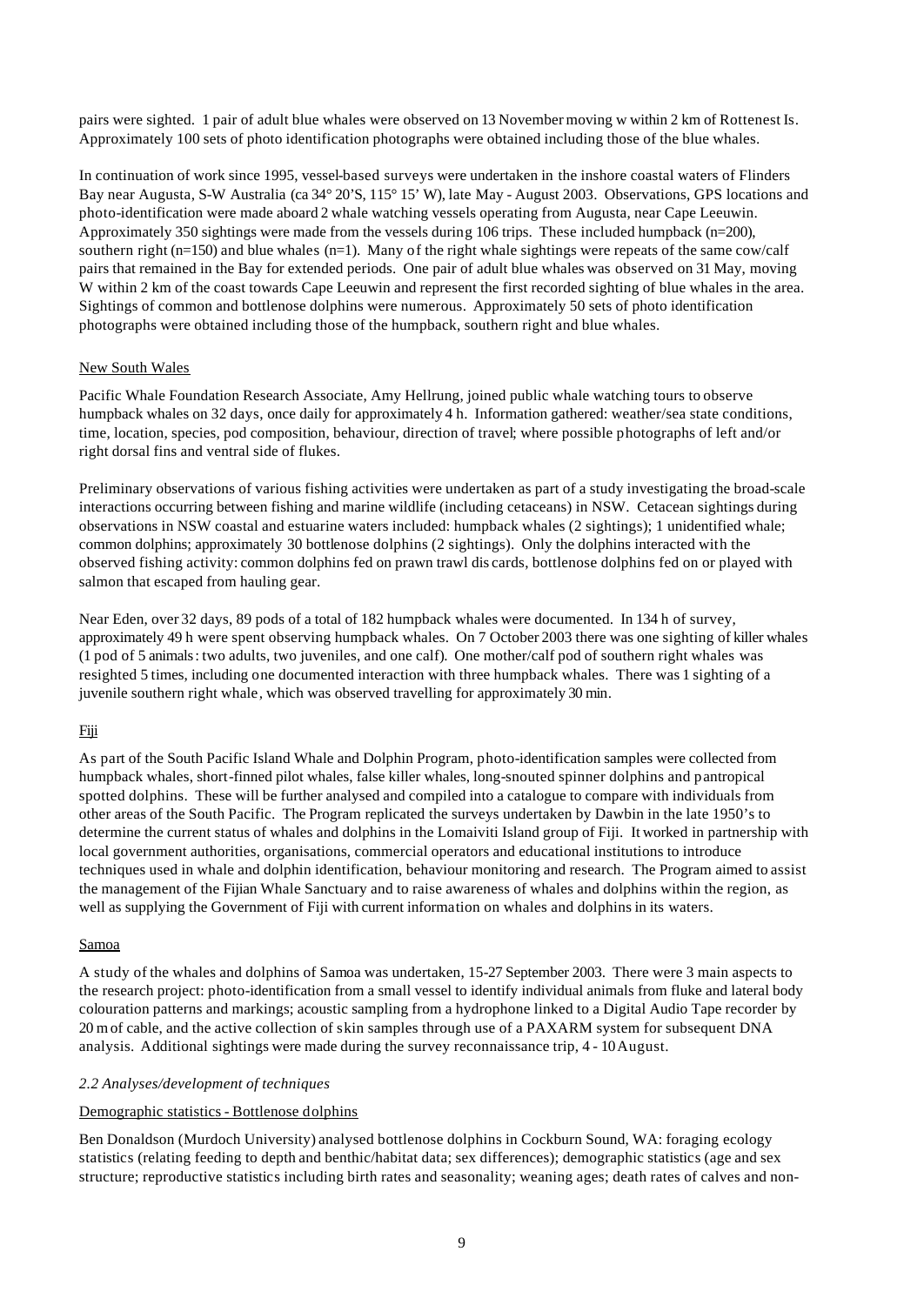pairs were sighted. 1 pair of adult blue whales were observed on 13 November moving w within 2 km of Rottenest Is. Approximately 100 sets of photo identification photographs were obtained including those of the blue whales.

In continuation of work since 1995, vessel-based surveys were undertaken in the inshore coastal waters of Flinders Bay near Augusta, S-W Australia (ca 34° 20'S, 115° 15' W), late May - August 2003. Observations, GPS locations and photo-identification were made aboard 2 whale watching vessels operating from Augusta, near Cape Leeuwin. Approximately 350 sightings were made from the vessels during 106 trips. These included humpback (n=200), southern right (n=150) and blue whales (n=1). Many of the right whale sightings were repeats of the same cow/calf pairs that remained in the Bay for extended periods. One pair of adult blue whales was observed on 31 May, moving W within 2 km of the coast towards Cape Leeuwin and represent the first recorded sighting of blue whales in the area. Sightings of common and bottlenose dolphins were numerous. Approximately 50 sets of photo identification photographs were obtained including those of the humpback, southern right and blue whales.

New South Wales

Pacific Whale Foundation Research Associate, Amy Hellrung, joined public whale watching tours to observe humpback whales on 32 days, once daily for approximately 4 h. Information gathered: weather/sea state conditions, time, location, species, pod composition, behaviour, direction of travel; where possible photographs of left and/or right dorsal fins and ventral side of flukes.

Preliminary observations of various fishing activities were undertaken as part of a study investigating the broad-scale interactions occurring between fishing and marine wildlife (including cetaceans) in NSW. Cetacean sightings during observations in NSW coastal and estuarine waters included: humpback whales (2 sightings); 1 unidentified whale; common dolphins; approximately 30 bottlenose dolphins (2 sightings). Only the dolphins interacted with the observed fishing activity: common dolphins fed on prawn trawl discards, bottlenose dolphins fed on or played with salmon that escaped from hauling gear.

Near Eden, over 32 days, 89 pods of a total of 182 humpback whales were documented. In 134 h of survey, approximately 49 h were spent observing humpback whales. On 7 October 2003 there was one sighting of killer whales (1 pod of 5 animals: two adults, two juveniles, and one calf). One mother/calf pod of southern right whales was resighted 5 times, including one documented interaction with three humpback whales. There was 1 sighting of a juvenile southern right whale, which was observed travelling for approximately 30 min.

Fiji

As part of the South Pacific Island Whale and Dolphin Program, photo-identification samples were collected from humpback whales, short-finned pilot whales, false killer whales, long-snouted spinner dolphins and pantropical spotted dolphins. These will be further analysed and compiled into a catalogue to compare with individuals from other areas of the South Pacific. The Program replicated the surveys undertaken by Dawbin in the late 1950's to determine the current status of whales and dolphins in the Lomaiviti Island group of Fiji. It worked in partnership with local government authorities, organisations, commercial operators and educational institutions to introduce techniques used in whale and dolphin identification, behaviour monitoring and research. The Program aimed to assist the management of the Fijian Whale Sanctuary and to raise awareness of whales and dolphins within the region, as well as supplying the Government of Fiji with current information on whales and dolphins in its waters.

Samoa

A study of the whales and dolphins of Samoa was undertaken, 15-27 September 2003. There were 3 main aspects to the research project: photo-identification from a small vessel to identify individual animals from fluke and lateral body colouration patterns and markings; acoustic sampling from a hydrophone linked to a Digital Audio Tape recorder by 20 m of cable, and the active collection of skin samples through use of a PAXARM system for subsequent DNA analysis. Additional sightings were made during the survey reconnaissance trip, 4 - 10 August.

*2.2 Analyses/development of techniques*

Demographic statistics - Bottlenose dolphins

Ben Donaldson (Murdoch University) analysed bottlenose dolphins in Cockburn Sound, WA: foraging ecology statistics (relating feeding to depth and benthic/habitat data; sex differences); demographic statistics (age and sex structure; reproductive statistics including birth rates and seasonality; weaning ages; death rates of calves and non-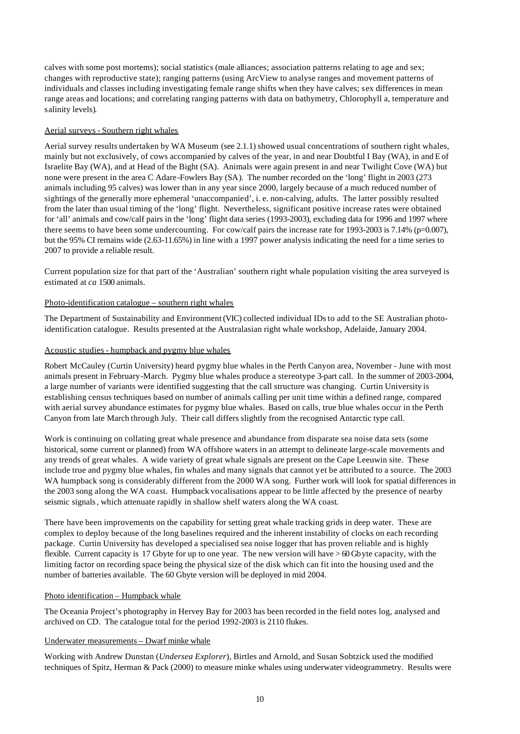calves with some post mortems); social statistics (male alliances; association patterns relating to age and sex; changes with reproductive state); ranging patterns (using ArcView to analyse ranges and movement patterns of individuals and classes including investigating female range shifts when they have calves; sex differences in mean range areas and locations; and correlating ranging patterns with data on bathymetry, Chlorophyll a, temperature and salinity levels).

Aerial surveys - Southern right whales

Aerial survey results undertaken by WA Museum (see 2.1.1) showed usual concentrations of southern right whales, mainly but not exclusively, of cows accompanied by calves of the year, in and near Doubtful I Bay (WA), in and E of Israelite Bay (WA), and at Head of the Bight (SA). Animals were again present in and near Twilight Cove (WA) but none were present in the area C Adare-Fowlers Bay (SA). The number recorded on the 'long' flight in 2003 (273 animals including 95 calves) was lower than in any year since 2000, largely because of a much reduced number of sightings of the generally more ephemeral 'unaccompanied', i. e. non-calving, adults. The latter possibly resulted from the later than usual timing of the 'long' flight. Nevertheless, significant positive increase rates were obtained for 'all' animals and cow/calf pairs in the 'long' flight data series (1993-2003), excluding data for 1996 and 1997 where there seems to have been some undercounting. For cow/calf pairs the increase rate for 1993-2003 is 7.14% ($p=0.007$), but the 95% CI remains wide (2.63-11.65%) in line with a 1997 power analysis indicating the need for a time series to 2007 to provide a reliable result.

Current population size for that part of the 'Australian' southern right whale population visiting the area surveyed is estimated at *ca* 1500 animals.

Photo-identification catalogue – southern right whales

The Department of Sustainability and Environment (VIC) collected individual IDs to add to the SE Australian photo-identification catalogue. Results presented at the Australasian right whale workshop, Adelaide, January 2004.

Acoustic studies - humpback and pygmy blue whales

Robert McCauley (Curtin University) heard pygmy blue whales in the Perth Canyon area, November - June with most animals present in February-March. Pygmy blue whales produce a stereotype 3-part call. In the summer of 2003-2004, a large number of variants were identified suggesting that the call structure was changing. Curtin University is establishing census techniques based on number of animals calling per unit time within a defined range, compared with aerial survey abundance estimates for pygmy blue whales. Based on calls, true blue whales occur in the Perth Canyon from late March through July. Their call differs slightly from the recognised Antarctic type call.

Work is continuing on collating great whale presence and abundance from disparate sea noise data sets (some historical, some current or planned) from WA offshore waters in an attempt to delineate large-scale movements and any trends of great whales. A wide variety of great whale signals are present on the Cape Leeuwin site. These include true and pygmy blue whales, fin whales and many signals that cannot yet be attributed to a source. The 2003 WA humpback song is considerably different from the 2000 WA song. Further work will look for spatial differences in the 2003 song along the WA coast. Humpback vocalisations appear to be little affected by the presence of nearby seismic signals, which attenuate rapidly in shallow shelf waters along the WA coast.

There have been improvements on the capability for setting great whale tracking grids in deep water. These are complex to deploy because of the long baselines required and the inherent instability of clocks on each recording package. Curtin University has developed a specialised sea noise logger that has proven reliable and is highly flexible. Current capacity is 17 Gbyte for up to one year. The new version will have > 60 Gbyte capacity, with the limiting factor on recording space being the physical size of the disk which can fit into the housing used and the number of batteries available. The 60 Gbyte version will be deployed in mid 2004.

Photo identification – Humpback whale

The Oceania Project's photography in Hervey Bay for 2003 has been recorded in the field notes log, analysed and archived on CD. The catalogue total for the period 1992-2003 is 2110 flukes.

Underwater measurements – Dwarf minke whale

Working with Andrew Dunstan (*Undersea Explorer*), Birtles and Arnold, and Susan Sobtzick used the modified techniques of Spitz, Herman & Pack (2000) to measure minke whales using underwater videogrammetry. Results were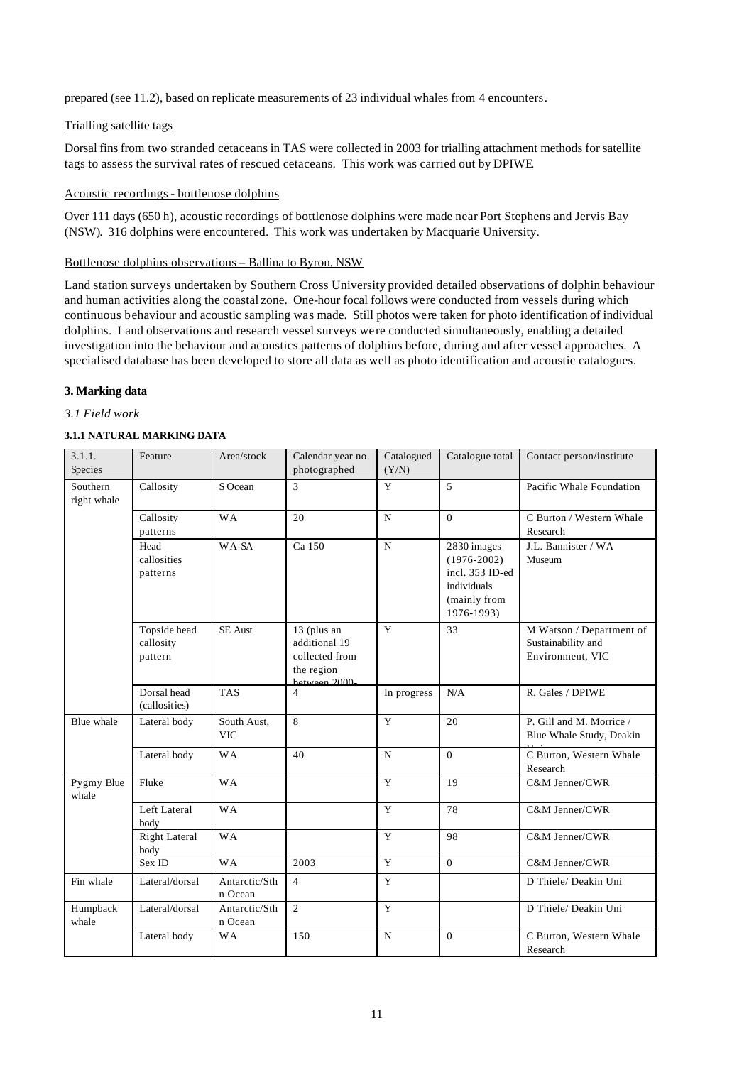prepared (see 11.2), based on replicate measurements of 23 individual whales from 4 encounters.

Trialling satellite tags

Dorsal fins from two stranded cetaceans in TAS were collected in 2003 for trialling attachment methods for satellite tags to assess the survival rates of rescued cetaceans. This work was carried out by DPIWE.

Acoustic recordings - bottlenose dolphins

Over 111 days (650 h), acoustic recordings of bottlenose dolphins were made near Port Stephens and Jervis Bay (NSW). 316 dolphins were encountered. This work was undertaken by Macquarie University.

Bottlenose dolphins observations – Ballina to Byron, NSW

Land station surveys undertaken by Southern Cross University provided detailed observations of dolphin behaviour and human activities along the coastal zone. One-hour focal follows were conducted from vessels during which continuous behaviour and acoustic sampling was made. Still photos were taken for photo identification of individual dolphins. Land observations and research vessel surveys were conducted simultaneously, enabling a detailed investigation into the behaviour and acoustics patterns of dolphins before, during and after vessel approaches. A specialised database has been developed to store all data as well as photo identification and acoustic catalogues.

### 3. Marking data

*3.1 Field work*

#### 3.1.1 NATURAL MARKING DATA

| 3.1.1. Species | Feature | Area/stock | Calendar year no. photographed | Catalogued (Y/N) | Catalogue total | Contact person/institute |
|---|---|---|---|---|---|---|
| Southern right whale | Callosity | S Ocean | 3 | Y | 5 | Pacific Whale Foundation |
| | Callosity patterns | WA | 20 | N | 0 | C Burton / Western Whale Research |
| | Head callosities patterns | WA-SA | Ca 150 | N | 2830 images (1976-2002) incl. 353 ID-ed individuals (mainly from 1976-1993) | J.L. Bannister / WA Museum |
| | Topside head callosity pattern | SE Aust | 13 (plus an additional 19 collected from the region between 2000- | Y | 33 | M Watson / Department of Sustainability and Environment, VIC |
| | Dorsal head (callosities) | TAS | 4 | In progress | N/A | R. Gales / DPIWE |
| Blue whale | Lateral body | South Aust, VIC | 8 | Y | 20 | P. Gill and M. Morrice / Blue Whale Study, Deakin |
| | Lateral body | WA | 40 | N | 0 | C Burton, Western Whale Research |
| Pygmy Blue whale | Fluke | WA | | Y | 19 | C&M Jenner/CWR |
| | Left Lateral body | WA | | Y | 78 | C&M Jenner/CWR |
| | Right Lateral body | WA | | Y | 98 | C&M Jenner/CWR |
| | Sex ID | WA | 2003 | Y | 0 | C&M Jenner/CWR |
| Fin whale | Lateral/dorsal | Antarctic/Sthn Ocean | 4 | Y | | D Thiele/ Deakin Uni |
| Humpback whale | Lateral/dorsal | Antarctic/Sthn Ocean | 2 | Y | | D Thiele/ Deakin Uni |
| | Lateral body | WA | 150 | N | 0 | C Burton, Western Whale Research |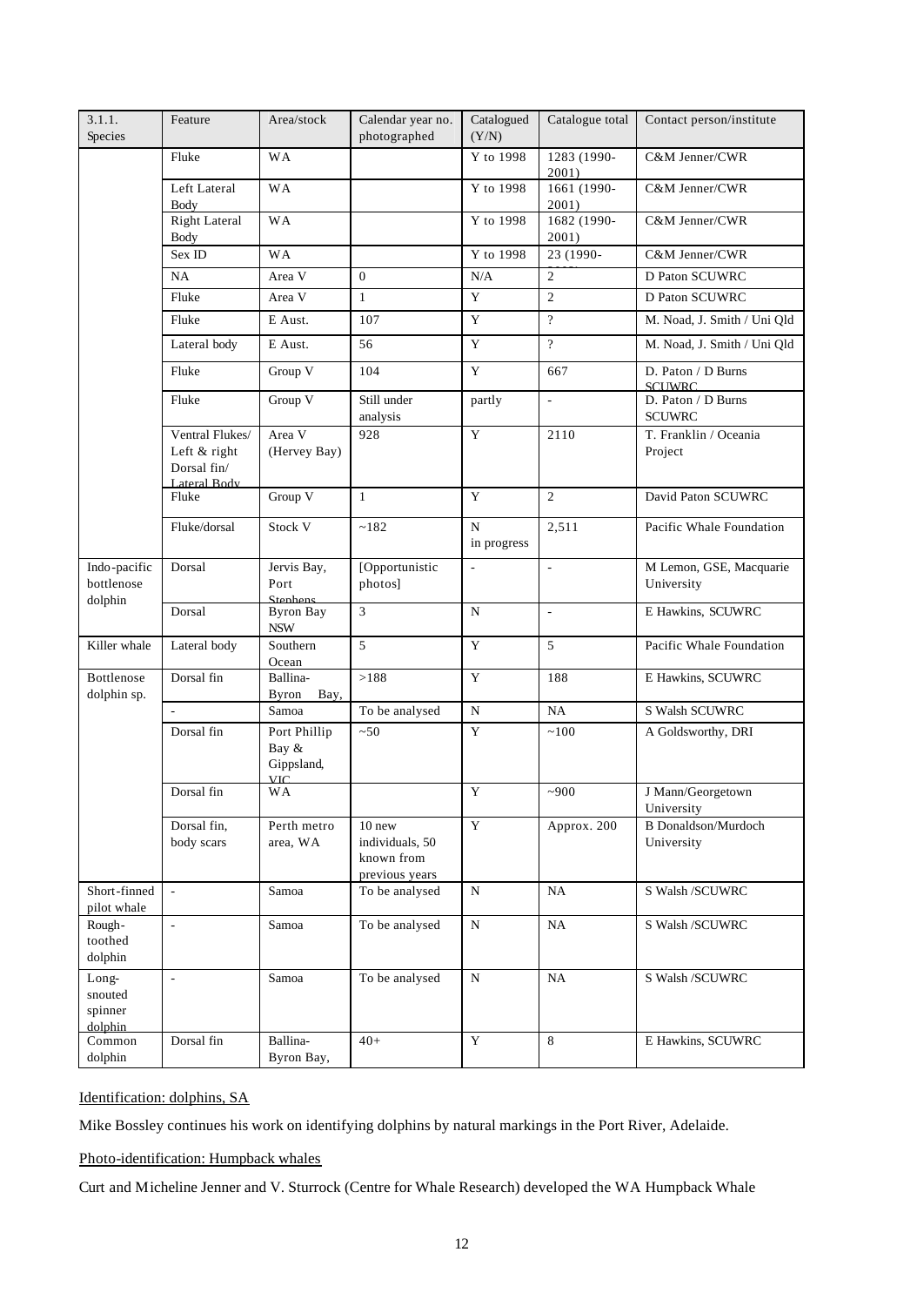| 3.1.1. Species | Feature | Area/stock | Calendar year no. photographed | Catalogued (Y/N) | Catalogue total | Contact person/institute |
|---|---|---|---|---|---|---|
| | Fluke | WA | | Y to 1998 | 1283 (1990-2001) | C&M Jenner/CWR |
| | Left Lateral Body | WA | | Y to 1998 | 1661 (1990-2001) | C&M Jenner/CWR |
| | Right Lateral Body | WA | | Y to 1998 | 1682 (1990-2001) | C&M Jenner/CWR |
| | Sex ID | WA | | Y to 1998 | 23 (1990-2001) | C&M Jenner/CWR |
| | NA | Area V | 0 | N/A | 2 | D Paton SCUWRC |
| | Fluke | Area V | 1 | Y | 2 | D Paton SCUWRC |
| | Fluke | E Aust. | 107 | Y | ? | M. Noad, J. Smith / Uni Qld |
| | Lateral body | E Aust. | 56 | Y | ? | M. Noad, J. Smith / Uni Qld |
| | Fluke | Group V | 104 | Y | 667 | D. Paton / D Burns SCUWRC |
| | Fluke | Group V | Still under analysis | partly | - | D. Paton / D Burns SCUWRC |
| | Ventral Flukes/ Left & right Dorsal fin/ Lateral Body | Area V (Hervey Bay) | 928 | Y | 2110 | T. Franklin / Oceania Project |
| | Fluke | Group V | 1 | Y | 2 | David Paton SCUWRC |
| | Fluke/dorsal | Stock V | ~182 | N in progress | 2,511 | Pacific Whale Foundation |
| Indo-pacific bottlenose dolphin | Dorsal | Jervis Bay, Port Stephens | [Opportunistic photos] | - | - | M Lemon, GSE, Macquarie University |
| | Dorsal | Byron Bay NSW | 3 | N | - | E Hawkins, SCUWRC |
| Killer whale | Lateral body | Southern Ocean | 5 | Y | 5 | Pacific Whale Foundation |
| Bottlenose dolphin sp. | Dorsal fin | Ballina-Byron Bay, | >188 | Y | 188 | E Hawkins, SCUWRC |
| | - | Samoa | To be analysed | N | NA | S Walsh SCUWRC |
| | Dorsal fin | Port Phillip Bay & Gippsland, VIC | ~50 | Y | ~100 | A Goldsworthy, DRI |
| | Dorsal fin | WA | | Y | ~900 | J Mann/Georgetown University |
| | Dorsal fin, body scars | Perth metro area, WA | 10 new individuals, 50 known from previous years | Y | Approx. 200 | B Donaldson/Murdoch University |
| Short-finned pilot whale | - | Samoa | To be analysed | N | NA | S Walsh /SCUWRC |
| Rough-toothed dolphin | - | Samoa | To be analysed | N | NA | S Walsh /SCUWRC |
| Long-snouted spinner dolphin | - | Samoa | To be analysed | N | NA | S Walsh /SCUWRC |
| Common dolphin | Dorsal fin | Ballina-Byron Bay, | 40+ | Y | 8 | E Hawkins, SCUWRC |

Identification: dolphins, SA

Mike Bossley continues his work on identifying dolphins by natural markings in the Port River, Adelaide.

Photo-identification: Humpback whales

Curt and Micheline Jenner and V. Sturrock (Centre for Whale Research) developed the WA Humpback Whale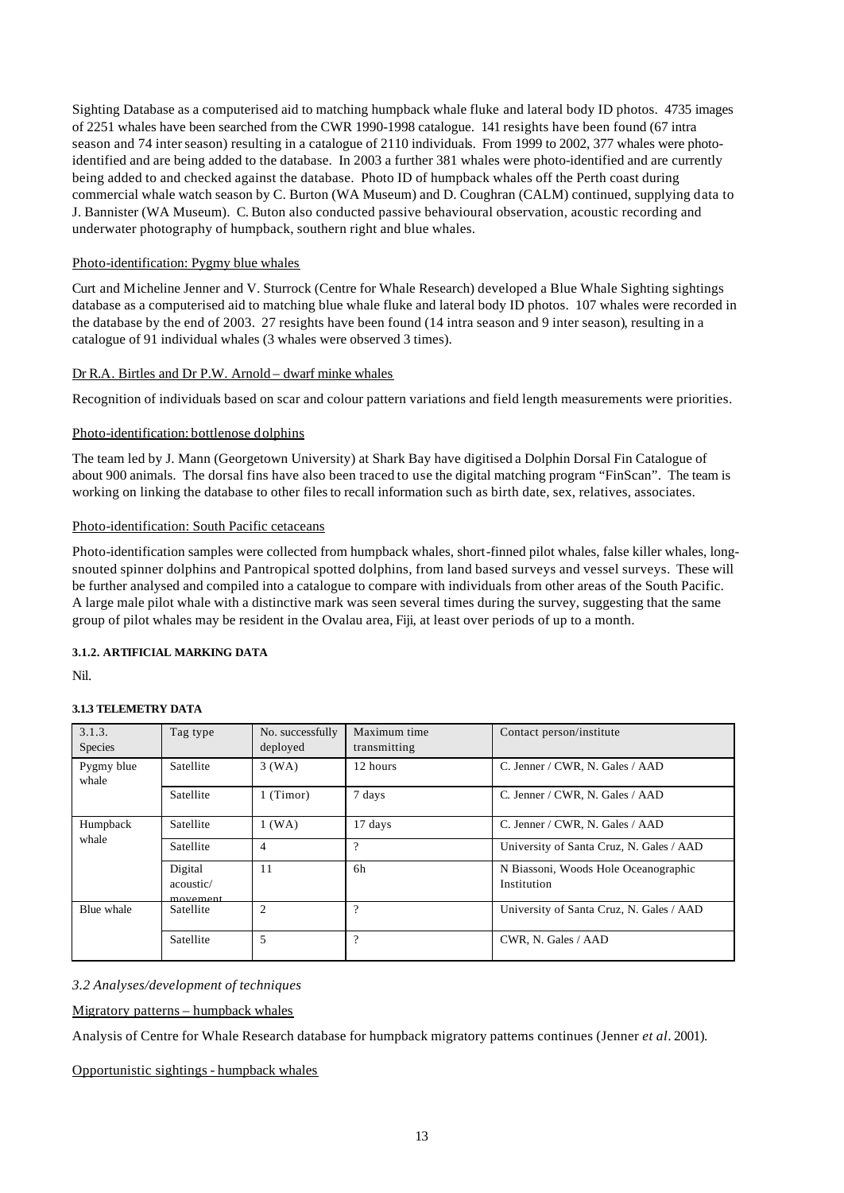Sighting Database as a computerised aid to matching humpback whale fluke and lateral body ID photos. 4735 images of 2251 whales have been searched from the CWR 1990-1998 catalogue. 141 resights have been found (67 intra season and 74 inter season) resulting in a catalogue of 2110 individuals. From 1999 to 2002, 377 whales were photo-identified and are being added to the database. In 2003 a further 381 whales were photo-identified and are currently being added to and checked against the database. Photo ID of humpback whales off the Perth coast during commercial whale watch season by C. Burton (WA Museum) and D. Coughran (CALM) continued, supplying data to J. Bannister (WA Museum). C. Buton also conducted passive behavioural observation, acoustic recording and underwater photography of humpback, southern right and blue whales.

Photo-identification: Pygmy blue whales

Curt and Micheline Jenner and V. Sturrock (Centre for Whale Research) developed a Blue Whale Sighting sightings database as a computerised aid to matching blue whale fluke and lateral body ID photos. 107 whales were recorded in the database by the end of 2003. 27 resights have been found (14 intra season and 9 inter season), resulting in a catalogue of 91 individual whales (3 whales were observed 3 times).

Dr R.A. Birtles and Dr P.W. Arnold – dwarf minke whales

Recognition of individuals based on scar and colour pattern variations and field length measurements were priorities.

Photo-identification: bottlenose dolphins

The team led by J. Mann (Georgetown University) at Shark Bay have digitised a Dolphin Dorsal Fin Catalogue of about 900 animals. The dorsal fins have also been traced to use the digital matching program "FinScan". The team is working on linking the database to other files to recall information such as birth date, sex, relatives, associates.

Photo-identification: South Pacific cetaceans

Photo-identification samples were collected from humpback whales, short-finned pilot whales, false killer whales, long-snouted spinner dolphins and Pantropical spotted dolphins, from land based surveys and vessel surveys. These will be further analysed and compiled into a catalogue to compare with individuals from other areas of the South Pacific. A large male pilot whale with a distinctive mark was seen several times during the survey, suggesting that the same group of pilot whales may be resident in the Ovalau area, Fiji, at least over periods of up to a month.

#### 3.1.2. ARTIFICIAL MARKING DATA

Nil.

#### 3.1.3 TELEMETRY DATA

| 3.1.3. Species | Tag type | No. successfully deployed | Maximum time transmitting | Contact person/institute |
|---|---|---|---|---|
| Pygmy blue whale | Satellite | 3 (WA) | 12 hours | C. Jenner / CWR, N. Gales / AAD |
| | Satellite | 1 (Timor) | 7 days | C. Jenner / CWR, N. Gales / AAD |
| Humpback whale | Satellite | 1 (WA) | 17 days | C. Jenner / CWR, N. Gales / AAD |
| | Satellite | 4 | ? | University of Santa Cruz, N. Gales / AAD |
| | Digital acoustic/ movement | 11 | 6h | N Biassoni, Woods Hole Oceanographic Institution |
| Blue whale | Satellite | 2 | ? | University of Santa Cruz, N. Gales / AAD |
| | Satellite | 5 | ? | CWR, N. Gales / AAD |

*3.2 Analyses/development of techniques*

Migratory patterns – humpback whales

Analysis of Centre for Whale Research database for humpback migratory patterns continues (Jenner *et al*. 2001).

Opportunistic sightings - humpback whales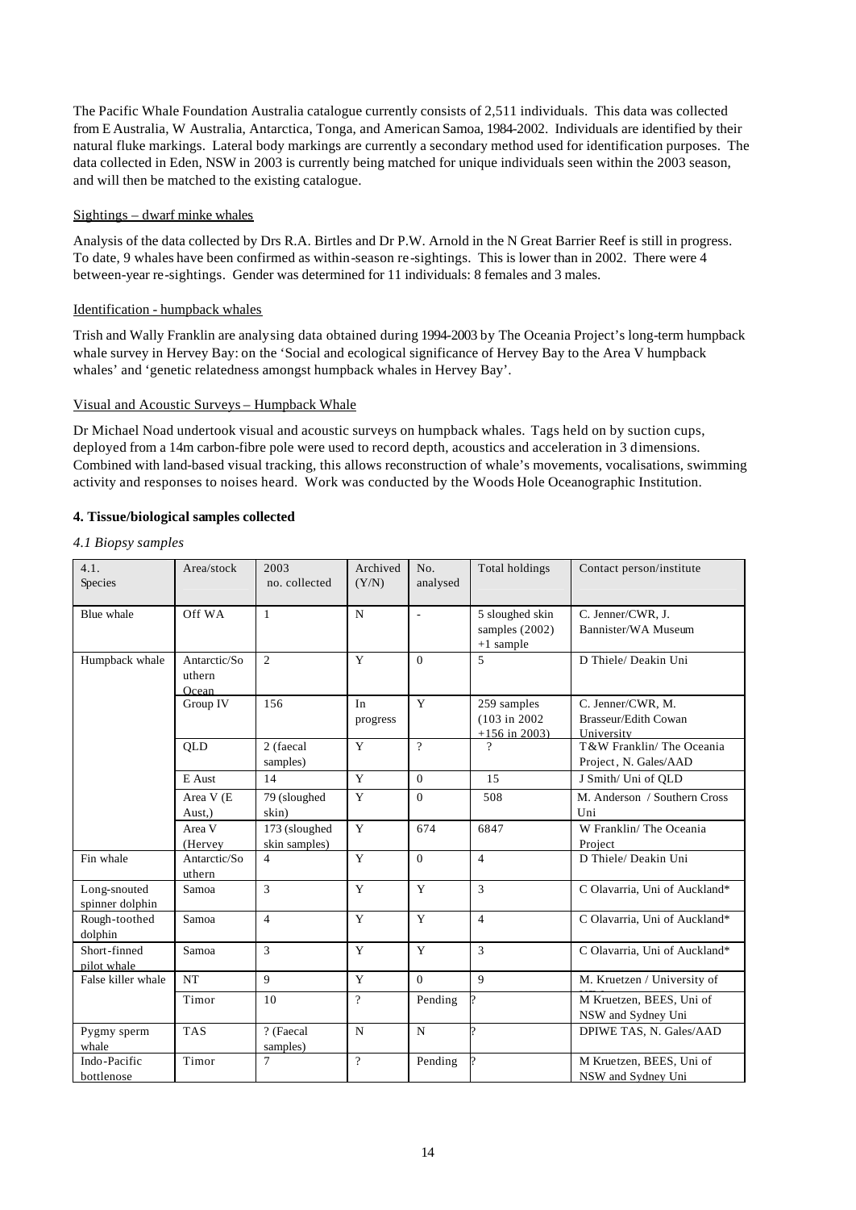The Pacific Whale Foundation Australia catalogue currently consists of 2,511 individuals. This data was collected from E Australia, W Australia, Antarctica, Tonga, and American Samoa, 1984-2002. Individuals are identified by their natural fluke markings. Lateral body markings are currently a secondary method used for identification purposes. The data collected in Eden, NSW in 2003 is currently being matched for unique individuals seen within the 2003 season, and will then be matched to the existing catalogue.

Sightings – dwarf minke whales

Analysis of the data collected by Drs R.A. Birtles and Dr P.W. Arnold in the N Great Barrier Reef is still in progress. To date, 9 whales have been confirmed as within-season re-sightings. This is lower than in 2002. There were 4 between-year re-sightings. Gender was determined for 11 individuals: 8 females and 3 males.

Identification - humpback whales

Trish and Wally Franklin are analysing data obtained during 1994-2003 by The Oceania Project's long-term humpback whale survey in Hervey Bay: on the 'Social and ecological significance of Hervey Bay to the Area V humpback whales' and 'genetic relatedness amongst humpback whales in Hervey Bay'.

Visual and Acoustic Surveys – Humpback Whale

Dr Michael Noad undertook visual and acoustic surveys on humpback whales. Tags held on by suction cups, deployed from a 14m carbon-fibre pole were used to record depth, acoustics and acceleration in 3 dimensions. Combined with land-based visual tracking, this allows reconstruction of whale's movements, vocalisations, swimming activity and responses to noises heard. Work was conducted by the Woods Hole Oceanographic Institution.

**4. Tissue/biological samples collected**

*4.1 Biopsy samples*

| 4.1. Species | Area/stock | 2003 no. collected | Archived (Y/N) | No. analysed | Total holdings | Contact person/institute |
|---|---|---|---|---|---|---|
| Blue whale | Off WA | 1 | N | - | 5 sloughed skin samples (2002) +1 sample | C. Jenner/CWR, J. Bannister/WA Museum |
| Humpback whale | Antarctic/Southern Ocean | 2 | Y | 0 | 5 | D Thiele/ Deakin Uni |
| | Group IV | 156 | In progress | Y | 259 samples (103 in 2002 +156 in 2003) | C. Jenner/CWR, M. Brasseur/Edith Cowan University |
| | QLD | 2 (faecal samples) | Y | ? | ? | T&W Franklin/ The Oceania Project, N. Gales/AAD |
| | E Aust | 14 | Y | 0 | 15 | J Smith/ Uni of QLD |
| | Area V (E Aust,) | 79 (sloughed skin) | Y | 0 | 508 | M. Anderson / Southern Cross Uni |
| | Area V (Hervey | 173 (sloughed skin samples) | Y | 674 | 6847 | W Franklin/ The Oceania Project |
| Fin whale | Antarctic/Southern | 4 | Y | 0 | 4 | D Thiele/ Deakin Uni |
| Long-snouted spinner dolphin | Samoa | 3 | Y | Y | 3 | C Olavarria, Uni of Auckland* |
| Rough-toothed dolphin | Samoa | 4 | Y | Y | 4 | C Olavarria, Uni of Auckland* |
| Short-finned pilot whale | Samoa | 3 | Y | Y | 3 | C Olavarria, Uni of Auckland* |
| False killer whale | NT | 9 | Y | 0 | 9 | M. Kruetzen / University of |
| | Timor | 10 | ? | Pending | ? | M Kruetzen, BEES, Uni of NSW and Sydney Uni |
| Pygmy sperm whale | TAS | ? (Faecal samples) | N | N | ? | DPIWE TAS, N. Gales/AAD |
| Indo-Pacific bottlenose | Timor | 7 | ? | Pending | ? | M Kruetzen, BEES, Uni of NSW and Sydney Uni |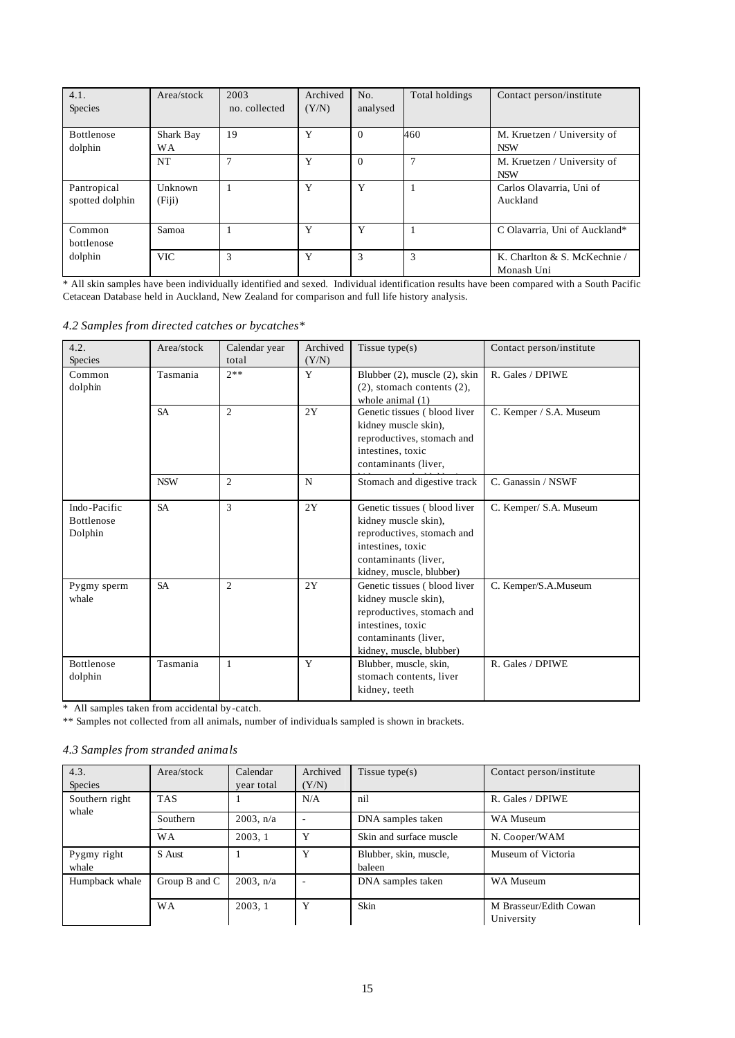| 4.1. Species | Area/stock | 2003 no. collected | Archived (Y/N) | No. analysed | Total holdings | Contact person/institute |
|---|---|---|---|---|---|---|
| Bottlenose dolphin | Shark Bay WA | 19 | Y | 0 | 460 | M. Kruetzen / University of NSW |
| | NT | 7 | Y | 0 | 7 | M. Kruetzen / University of NSW |
| Pantropical spotted dolphin | Unknown (Fiji) | 1 | Y | Y | 1 | Carlos Olavarria, Uni of Auckland |
| Common bottlenose dolphin | Samoa | 1 | Y | Y | 1 | C Olavarria, Uni of Auckland* |
| | VIC | 3 | Y | 3 | 3 | K. Charlton & S. McKechnie / Monash Uni |

* All skin samples have been individually identified and sexed. Individual identification results have been compared with a South Pacific Cetacean Database held in Auckland, New Zealand for comparison and full life history analysis.

### *4.2 Samples from directed catches or bycatches**

| 4.2. Species | Area/stock | Calendar year total | Archived (Y/N) | Tissue type(s) | Contact person/institute |
|---|---|---|---|---|---|
| Common dolphin | Tasmania | 2** | Y | Blubber (2), muscle (2), skin (2), stomach contents (2), whole animal (1) | R. Gales / DPIWE |
| | SA | 2 | 2Y | Genetic tissues ( blood liver kidney muscle skin), reproductives, stomach and intestines, toxic contaminants (liver, | C. Kemper / S.A. Museum |
| | NSW | 2 | N | Stomach and digestive track | C. Ganassin / NSWF |
| Indo-Pacific Bottlenose Dolphin | SA | 3 | 2Y | Genetic tissues ( blood liver kidney muscle skin), reproductives, stomach and intestines, toxic contaminants (liver, kidney, muscle, blubber) | C. Kemper/ S.A. Museum |
| Pygmy sperm whale | SA | 2 | 2Y | Genetic tissues ( blood liver kidney muscle skin), reproductives, stomach and intestines, toxic contaminants (liver, kidney, muscle, blubber) | C. Kemper/S.A.Museum |
| Bottlenose dolphin | Tasmania | 1 | Y | Blubber, muscle, skin, stomach contents, liver kidney, teeth | R. Gales / DPIWE |

* All samples taken from accidental by-catch.

** Samples not collected from all animals, number of individuals sampled is shown in brackets.

### *4.3 Samples from stranded animals*

| 4.3. Species | Area/stock | Calendar year total | Archived (Y/N) | Tissue type(s) | Contact person/institute |
|---|---|---|---|---|---|
| Southern right whale | TAS | 1 | N/A | nil | R. Gales / DPIWE |
| | Southern | 2003, n/a | - | DNA samples taken | WA Museum |
| | WA | 2003, 1 | Y | Skin and surface muscle | N. Cooper/WAM |
| Pygmy right whale | S Aust | 1 | Y | Blubber, skin, muscle, baleen | Museum of Victoria |
| Humpback whale | Group B and C | 2003, n/a | - | DNA samples taken | WA Museum |
| | WA | 2003, 1 | Y | Skin | M Brasseur/Edith Cowan University |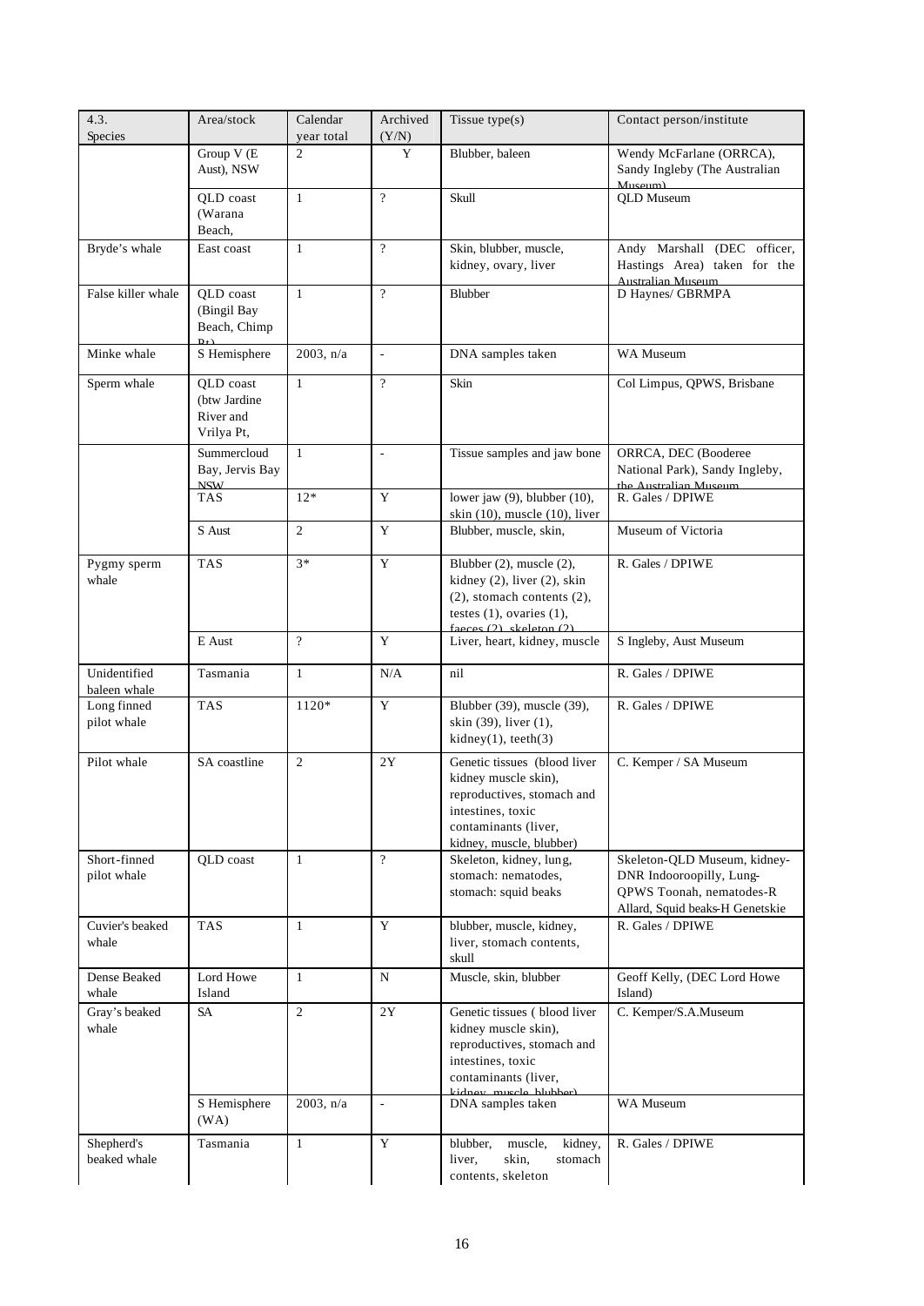| 4.3. Species | Area/stock | Calendar year total | Archived (Y/N) | Tissue type(s) | Contact person/institute |
|---|---|---|---|---|---|
| | Group V (E Aust), NSW | 2 | Y | Blubber, baleen | Wendy McFarlane (ORRCA), Sandy Ingleby (The Australian Museum) |
| | QLD coast (Warana Beach, | 1 | ? | Skull | QLD Museum |
| Bryde's whale | East coast | 1 | ? | Skin, blubber, muscle, kidney, ovary, liver | Andy Marshall (DEC officer, Hastings Area) taken for the Australian Museum |
| False killer whale | QLD coast (Bingil Bay Beach, Chimp Pt) | 1 | ? | Blubber | D Haynes/ GBRMPA |
| Minke whale | S Hemisphere | 2003, n/a | - | DNA samples taken | WA Museum |
| Sperm whale | QLD coast (btw Jardine River and Vrilya Pt, | 1 | ? | Skin | Col Limpus, QPWS, Brisbane |
| | Summercloud Bay, Jervis Bay NSW | 1 | - | Tissue samples and jaw bone | ORRCA, DEC (Booderee National Park), Sandy Ingleby, the Australian Museum |
| | TAS | 12* | Y | lower jaw (9), blubber (10), skin (10), muscle (10), liver | R. Gales / DPIWE |
| | S Aust | 2 | Y | Blubber, muscle, skin, | Museum of Victoria |
| Pygmy sperm whale | TAS | 3* | Y | Blubber (2), muscle (2), kidney (2), liver (2), skin (2), stomach contents (2), testes (1), ovaries (1), faeces (2), skeleton (2) | R. Gales / DPIWE |
| | E Aust | ? | Y | Liver, heart, kidney, muscle | S Ingleby, Aust Museum |
| Unidentified baleen whale | Tasmania | 1 | N/A | nil | R. Gales / DPIWE |
| Long finned pilot whale | TAS | 1120* | Y | Blubber (39), muscle (39), skin (39), liver (1), kidney(1), teeth(3) | R. Gales / DPIWE |
| Pilot whale | SA coastline | 2 | 2Y | Genetic tissues (blood liver kidney muscle skin), reproductives, stomach and intestines, toxic contaminants (liver, kidney, muscle, blubber) | C. Kemper / SA Museum |
| Short-finned pilot whale | QLD coast | 1 | ? | Skeleton, kidney, lung, stomach: nematodes, stomach: squid beaks | Skeleton-QLD Museum, kidney-DNR Indooroopilly, Lung-QPWS Toonah, nematodes-R Allard, Squid beaks-H Genetskie |
| Cuvier's beaked whale | TAS | 1 | Y | blubber, muscle, kidney, liver, stomach contents, skull | R. Gales / DPIWE |
| Dense Beaked whale | Lord Howe Island | 1 | N | Muscle, skin, blubber | Geoff Kelly, (DEC Lord Howe Island) |
| Gray's beaked whale | SA | 2 | 2Y | Genetic tissues ( blood liver kidney muscle skin), reproductives, stomach and intestines, toxic contaminants (liver, kidney, muscle, blubber) | C. Kemper/S.A.Museum |
| | S Hemisphere (WA) | 2003, n/a | - | DNA samples taken | WA Museum |
| Shepherd's beaked whale | Tasmania | 1 | Y | blubber, muscle, kidney, liver, skin, stomach contents, skeleton | R. Gales / DPIWE |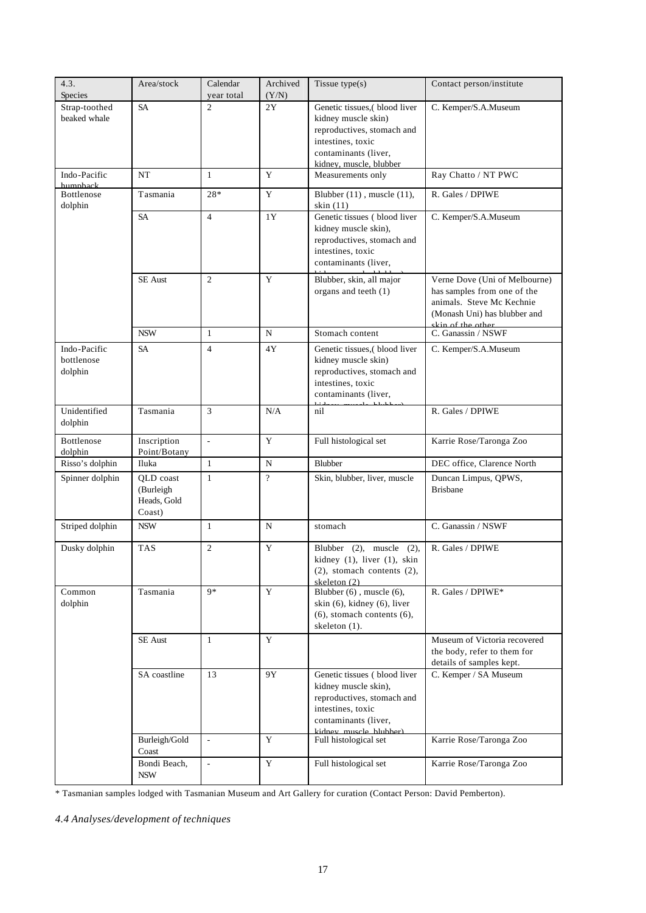| 4.3. Species | Area/stock | Calendar year total | Archived (Y/N) | Tissue type(s) | Contact person/institute |
|---|---|---|---|---|---|
| Strap-toothed beaked whale | SA | 2 | 2Y | Genetic tissues,( blood liver kidney muscle skin) reproductives, stomach and intestines, toxic contaminants (liver, kidney, muscle, blubber | C. Kemper/S.A.Museum |
| Indo-Pacific humpback | NT | 1 | Y | Measurements only | Ray Chatto / NT PWC |
| Bottlenose dolphin | Tasmania | 28* | Y | Blubber (11) , muscle (11), skin (11) | R. Gales / DPIWE |
| | SA | 4 | 1Y | Genetic tissues ( blood liver kidney muscle skin), reproductives, stomach and intestines, toxic contaminants (liver, kidney, muscle, blubber) | C. Kemper/S.A.Museum |
| | SE Aust | 2 | Y | Blubber, skin, all major organs and teeth (1) | Verne Dove (Uni of Melbourne) has samples from one of the animals. Steve Mc Kechnie (Monash Uni) has blubber and skin of the other |
| | NSW | 1 | N | Stomach content | C. Ganassin / NSWF |
| Indo-Pacific bottlenose dolphin | SA | 4 | 4Y | Genetic tissues,( blood liver kidney muscle skin) reproductives, stomach and intestines, toxic contaminants (liver, kidney, muscle, blubber) | C. Kemper/S.A.Museum |
| Unidentified dolphin | Tasmania | 3 | N/A | nil | R. Gales / DPIWE |
| Bottlenose dolphin | Inscription Point/Botany | - | Y | Full histological set | Karrie Rose/Taronga Zoo |
| Risso's dolphin | Iluka | 1 | N | Blubber | DEC office, Clarence North |
| Spinner dolphin | QLD coast (Burleigh Heads, Gold Coast) | 1 | ? | Skin, blubber, liver, muscle | Duncan Limpus, QPWS, Brisbane |
| Striped dolphin | NSW | 1 | N | stomach | C. Ganassin / NSWF |
| Dusky dolphin | TAS | 2 | Y | Blubber (2), muscle (2), kidney (1), liver (1), skin (2), stomach contents (2), skeleton (2) | R. Gales / DPIWE |
| Common dolphin | Tasmania | 9* | Y | Blubber (6) , muscle (6), skin (6), kidney (6), liver (6), stomach contents (6), skeleton (1). | R. Gales / DPIWE* |
| | SE Aust | 1 | Y | | Museum of Victoria recovered the body, refer to them for details of samples kept. |
| | SA coastline | 13 | 9Y | Genetic tissues ( blood liver kidney muscle skin), reproductives, stomach and intestines, toxic contaminants (liver, kidney, muscle, blubber) | C. Kemper / SA Museum |
| | Burleigh/Gold Coast | - | Y | Full histological set | Karrie Rose/Taronga Zoo |
| | Bondi Beach, NSW | - | Y | Full histological set | Karrie Rose/Taronga Zoo |

\* Tasmanian samples lodged with Tasmanian Museum and Art Gallery for curation (Contact Person: David Pemberton).

### *4.4 Analyses/development of techniques*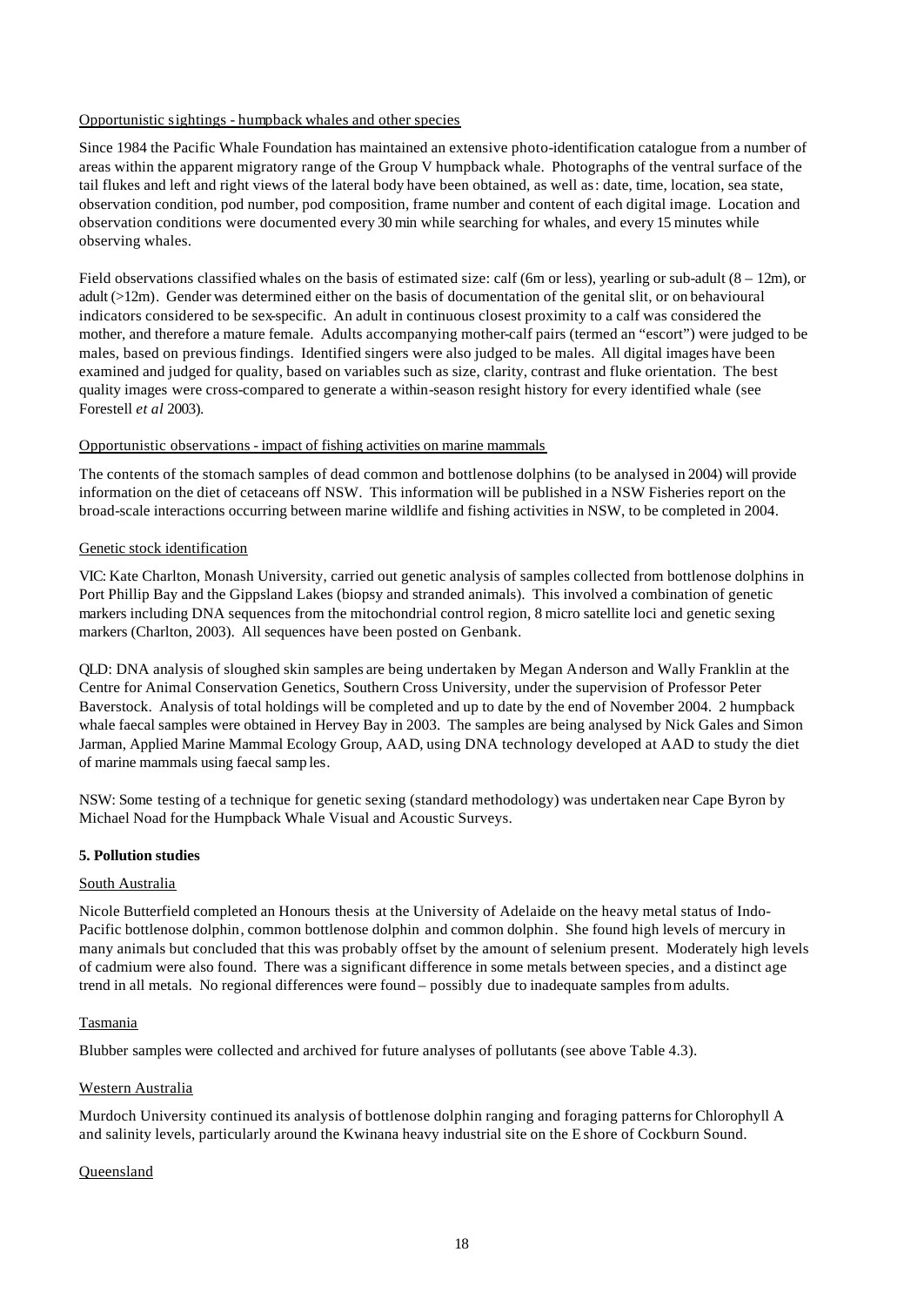Opportunistic sightings - humpback whales and other species

Since 1984 the Pacific Whale Foundation has maintained an extensive photo-identification catalogue from a number of areas within the apparent migratory range of the Group V humpback whale. Photographs of the ventral surface of the tail flukes and left and right views of the lateral body have been obtained, as well as: date, time, location, sea state, observation condition, pod number, pod composition, frame number and content of each digital image. Location and observation conditions were documented every 30 min while searching for whales, and every 15 minutes while observing whales.

Field observations classified whales on the basis of estimated size: calf (6m or less), yearling or sub-adult (8 – 12m), or adult (>12m). Gender was determined either on the basis of documentation of the genital slit, or on behavioural indicators considered to be sex-specific. An adult in continuous closest proximity to a calf was considered the mother, and therefore a mature female. Adults accompanying mother-calf pairs (termed an "escort") were judged to be males, based on previous findings. Identified singers were also judged to be males. All digital images have been examined and judged for quality, based on variables such as size, clarity, contrast and fluke orientation. The best quality images were cross-compared to generate a within-season resight history for every identified whale (see Forestell *et al* 2003).

Opportunistic observations - impact of fishing activities on marine mammals

The contents of the stomach samples of dead common and bottlenose dolphins (to be analysed in 2004) will provide information on the diet of cetaceans off NSW. This information will be published in a NSW Fisheries report on the broad-scale interactions occurring between marine wildlife and fishing activities in NSW, to be completed in 2004.

Genetic stock identification

VIC: Kate Charlton, Monash University, carried out genetic analysis of samples collected from bottlenose dolphins in Port Phillip Bay and the Gippsland Lakes (biopsy and stranded animals). This involved a combination of genetic markers including DNA sequences from the mitochondrial control region, 8 micro satellite loci and genetic sexing markers (Charlton, 2003). All sequences have been posted on Genbank.

QLD: DNA analysis of sloughed skin samples are being undertaken by Megan Anderson and Wally Franklin at the Centre for Animal Conservation Genetics, Southern Cross University, under the supervision of Professor Peter Baverstock. Analysis of total holdings will be completed and up to date by the end of November 2004. 2 humpback whale faecal samples were obtained in Hervey Bay in 2003. The samples are being analysed by Nick Gales and Simon Jarman, Applied Marine Mammal Ecology Group, AAD, using DNA technology developed at AAD to study the diet of marine mammals using faecal samples.

NSW: Some testing of a technique for genetic sexing (standard methodology) was undertaken near Cape Byron by Michael Noad for the Humpback Whale Visual and Acoustic Surveys.

**5. Pollution studies**

South Australia

Nicole Butterfield completed an Honours thesis at the University of Adelaide on the heavy metal status of Indo-Pacific bottlenose dolphin, common bottlenose dolphin and common dolphin. She found high levels of mercury in many animals but concluded that this was probably offset by the amount of selenium present. Moderately high levels of cadmium were also found. There was a significant difference in some metals between species, and a distinct age trend in all metals. No regional differences were found – possibly due to inadequate samples from adults.

Tasmania

Blubber samples were collected and archived for future analyses of pollutants (see above Table 4.3).

Western Australia

Murdoch University continued its analysis of bottlenose dolphin ranging and foraging patterns for Chlorophyll A and salinity levels, particularly around the Kwinana heavy industrial site on the E shore of Cockburn Sound.

Queensland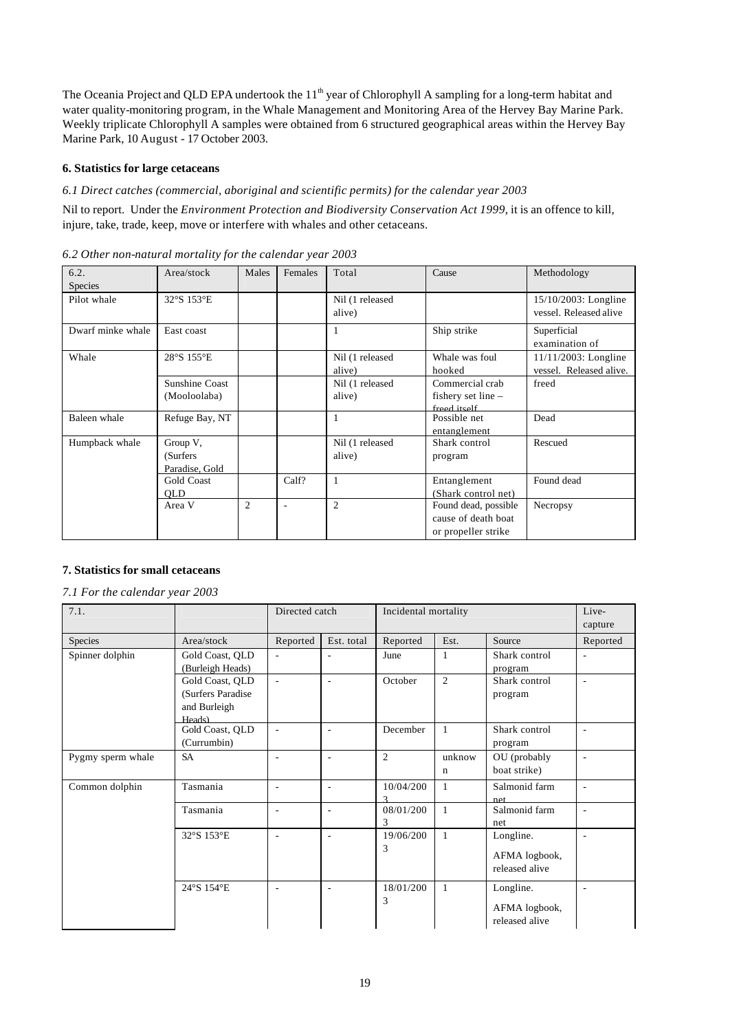The Oceania Project and QLD EPA undertook the 11th year of Chlorophyll A sampling for a long-term habitat and water quality-monitoring program, in the Whale Management and Monitoring Area of the Hervey Bay Marine Park. Weekly triplicate Chlorophyll A samples were obtained from 6 structured geographical areas within the Hervey Bay Marine Park, 10 August - 17 October 2003.

#### 6. Statistics for large cetaceans

*6.1 Direct catches (commercial, aboriginal and scientific permits) for the calendar year 2003*

Nil to report. Under the *Environment Protection and Biodiversity Conservation Act 1999*, it is an offence to kill, injure, take, trade, keep, move or interfere with whales and other cetaceans.

*6.2 Other non-natural mortality for the calendar year 2003*

| 6.2. Species | Area/stock | Males | Females | Total | Cause | Methodology |
|---|---|---|---|---|---|---|
| Pilot whale | 32°S 153°E | | | Nil (1 released alive) | | 15/10/2003: Longline vessel. Released alive |
| Dwarf minke whale | East coast | | | 1 | Ship strike | Superficial examination of |
| Whale | 28°S 155°E | | | Nil (1 released alive) | Whale was foul hooked | 11/11/2003: Longline vessel. Released alive. |
| | Sunshine Coast (Mooloolaba) | | | Nil (1 released alive) | Commercial crab fishery set line – freed itself | freed |
| Baleen whale | Refuge Bay, NT | | | 1 | Possible net entanglement | Dead |
| Humpback whale | Group V, (Surfers Paradise, Gold | | | Nil (1 released alive) | Shark control program | Rescued |
| | Gold Coast QLD | | Calf? | 1 | Entanglement (Shark control net) | Found dead |
| | Area V | 2 | - | 2 | Found dead, possible cause of death boat or propeller strike | Necropsy |

#### 7. Statistics for small cetaceans

*7.1 For the calendar year 2003*

| 7.1. | | Directed catch | | Incidental mortality | | | Live-capture |
|---|---|---|---|---|---|---|---|
| Species | Area/stock | Reported | Est. total | Reported | Est. | Source | Reported |
| Spinner dolphin | Gold Coast, QLD (Burleigh Heads) | - | - | June | 1 | Shark control program | - |
| | Gold Coast, QLD (Surfers Paradise and Burleigh Heads) | - | - | October | 2 | Shark control program | - |
| | Gold Coast, QLD (Currumbin) | - | - | December | 1 | Shark control program | - |
| Pygmy sperm whale | SA | - | - | 2 | unknown | OU (probably boat strike) | - |
| Common dolphin | Tasmania | - | - | 10/04/2003 | 1 | Salmonid farm net | - |
| | Tasmania | - | - | 08/01/2003 | 1 | Salmonid farm net | - |
| | 32°S 153°E | - | - | 19/06/2003 | 1 | Longline. AFMA logbook, released alive | - |
| | 24°S 154°E | - | - | 18/01/2003 | 1 | Longline. AFMA logbook, released alive | - |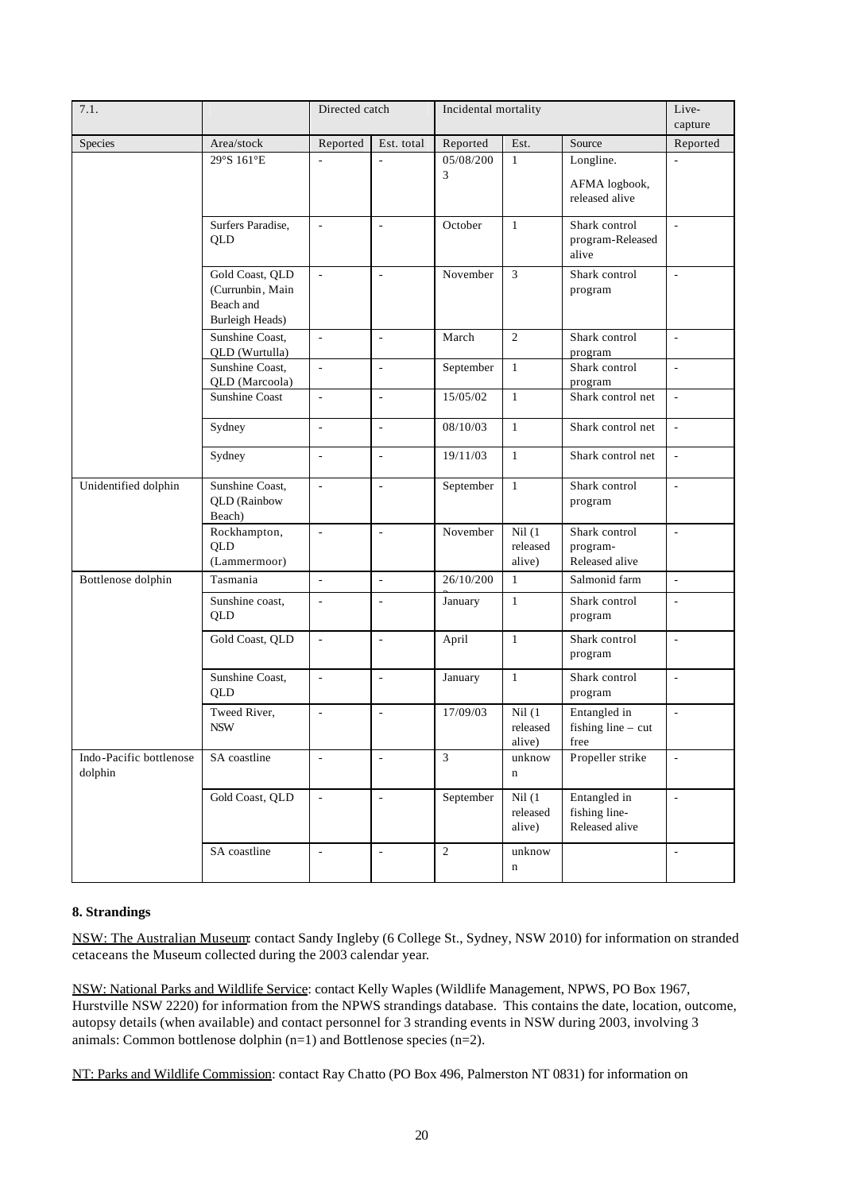| 7.1. | | Directed catch | | Incidental mortality | | | Live-capture |
|---|---|---|---|---|---|---|---|
| Species | Area/stock | Reported | Est. total | Reported | Est. | Source | Reported |
| | 29°S 161°E | - | - | 05/08/2003 | 1 | Longline. AFMA logbook, released alive | - |
| | Surfers Paradise, QLD | - | - | October | 1 | Shark control program-Released alive | - |
| | Gold Coast, QLD (Currunbin, Main Beach and Burleigh Heads) | - | - | November | 3 | Shark control program | - |
| | Sunshine Coast, QLD (Wurtulla) | - | - | March | 2 | Shark control program | - |
| | Sunshine Coast, QLD (Marcoola) | - | - | September | 1 | Shark control program | - |
| | Sunshine Coast | - | - | 15/05/02 | 1 | Shark control net | - |
| | Sydney | - | - | 08/10/03 | 1 | Shark control net | - |
| | Sydney | - | - | 19/11/03 | 1 | Shark control net | - |
| Unidentified dolphin | Sunshine Coast, QLD (Rainbow Beach) | - | - | September | 1 | Shark control program | - |
| | Rockhampton, QLD (Lammermoor) | - | - | November | Nil (1 released alive) | Shark control program-Released alive | - |
| Bottlenose dolphin | Tasmania | - | - | 26/10/2003 | 1 | Salmonid farm | - |
| | Sunshine coast, QLD | - | - | January | 1 | Shark control program | - |
| | Gold Coast, QLD | - | - | April | 1 | Shark control program | - |
| | Sunshine Coast, QLD | - | - | January | 1 | Shark control program | - |
| | Tweed River, NSW | - | - | 17/09/03 | Nil (1 released alive) | Entangled in fishing line – cut free | - |
| Indo-Pacific bottlenose dolphin | SA coastline | - | - | 3 | unknown | Propeller strike | - |
| | Gold Coast, QLD | - | - | September | Nil (1 released alive) | Entangled in fishing line-Released alive | - |
| | SA coastline | - | - | 2 | unknown | | - |

## 8. Strandings

NSW: The Australian Museum: contact Sandy Ingleby (6 College St., Sydney, NSW 2010) for information on stranded cetaceans the Museum collected during the 2003 calendar year.

NSW: National Parks and Wildlife Service: contact Kelly Waples (Wildlife Management, NPWS, PO Box 1967, Hurstville NSW 2220) for information from the NPWS strandings database. This contains the date, location, outcome, autopsy details (when available) and contact personnel for 3 stranding events in NSW during 2003, involving 3 animals: Common bottlenose dolphin (n=1) and Bottlenose species (n=2).

NT: Parks and Wildlife Commission: contact Ray Chatto (PO Box 496, Palmerston NT 0831) for information on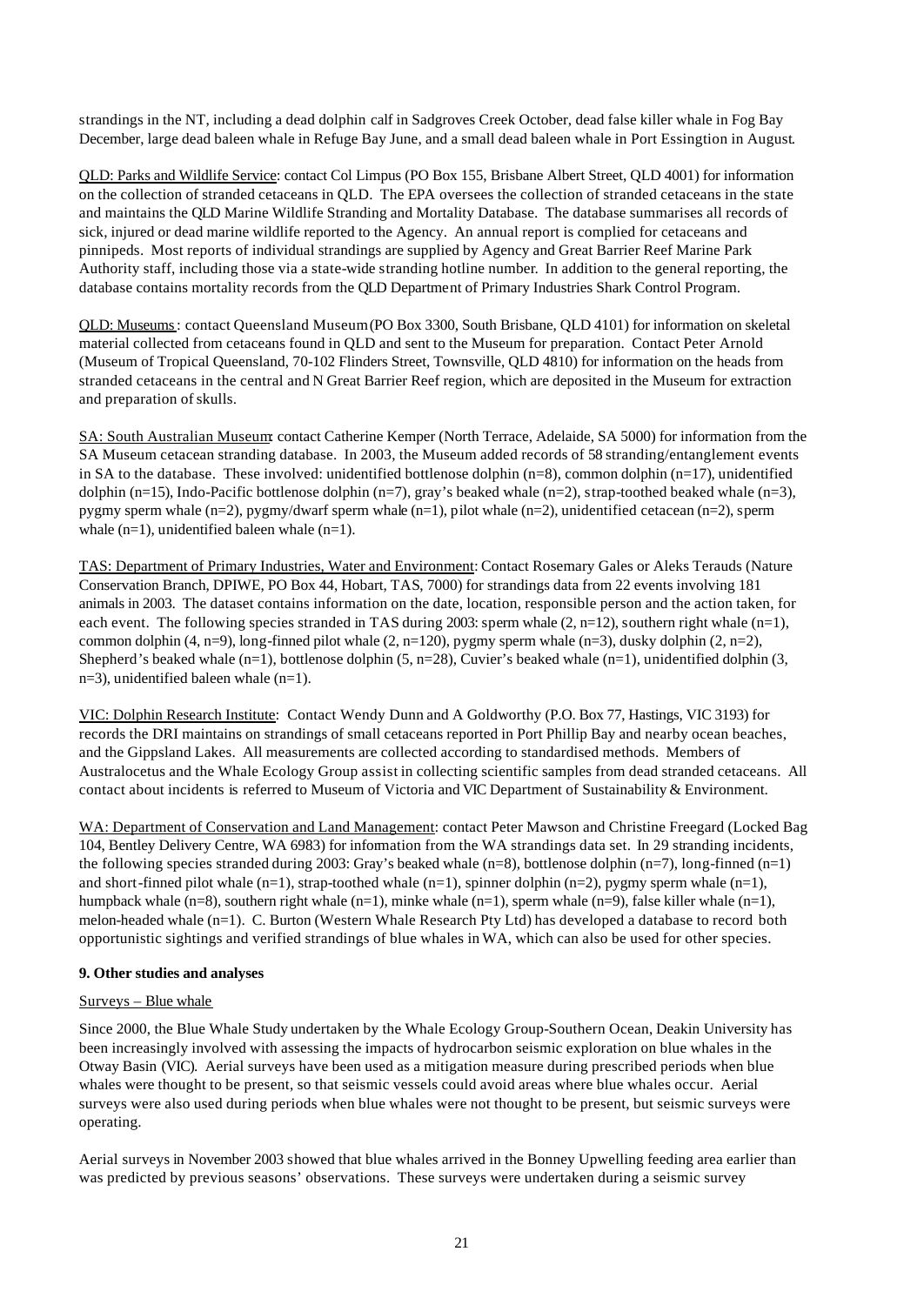strandings in the NT, including a dead dolphin calf in Sadgroves Creek October, dead false killer whale in Fog Bay December, large dead baleen whale in Refuge Bay June, and a small dead baleen whale in Port Essingtion in August.

QLD: Parks and Wildlife Service: contact Col Limpus (PO Box 155, Brisbane Albert Street, QLD 4001) for information on the collection of stranded cetaceans in QLD. The EPA oversees the collection of stranded cetaceans in the state and maintains the QLD Marine Wildlife Stranding and Mortality Database. The database summarises all records of sick, injured or dead marine wildlife reported to the Agency. An annual report is complied for cetaceans and pinnipeds. Most reports of individual strandings are supplied by Agency and Great Barrier Reef Marine Park Authority staff, including those via a state-wide stranding hotline number. In addition to the general reporting, the database contains mortality records from the QLD Department of Primary Industries Shark Control Program.

QLD: Museums: contact Queensland Museum (PO Box 3300, South Brisbane, QLD 4101) for information on skeletal material collected from cetaceans found in QLD and sent to the Museum for preparation. Contact Peter Arnold (Museum of Tropical Queensland, 70-102 Flinders Street, Townsville, QLD 4810) for information on the heads from stranded cetaceans in the central and N Great Barrier Reef region, which are deposited in the Museum for extraction and preparation of skulls.

SA: South Australian Museum: contact Catherine Kemper (North Terrace, Adelaide, SA 5000) for information from the SA Museum cetacean stranding database. In 2003, the Museum added records of 58 stranding/entanglement events in SA to the database. These involved: unidentified bottlenose dolphin (n=8), common dolphin (n=17), unidentified dolphin (n=15), Indo-Pacific bottlenose dolphin (n=7), gray's beaked whale (n=2), strap-toothed beaked whale (n=3), pygmy sperm whale (n=2), pygmy/dwarf sperm whale (n=1), pilot whale (n=2), unidentified cetacean (n=2), sperm whale (n=1), unidentified baleen whale (n=1).

TAS: Department of Primary Industries, Water and Environment: Contact Rosemary Gales or Aleks Terauds (Nature Conservation Branch, DPIWE, PO Box 44, Hobart, TAS, 7000) for strandings data from 22 events involving 181 animals in 2003. The dataset contains information on the date, location, responsible person and the action taken, for each event. The following species stranded in TAS during 2003: sperm whale (2, n=12), southern right whale (n=1), common dolphin (4, n=9), long-finned pilot whale (2, n=120), pygmy sperm whale (n=3), dusky dolphin (2, n=2), Shepherd's beaked whale (n=1), bottlenose dolphin (5, n=28), Cuvier's beaked whale (n=1), unidentified dolphin (3, n=3), unidentified baleen whale (n=1).

VIC: Dolphin Research Institute: Contact Wendy Dunn and A Goldworthy (P.O. Box 77, Hastings, VIC 3193) for records the DRI maintains on strandings of small cetaceans reported in Port Phillip Bay and nearby ocean beaches, and the Gippsland Lakes. All measurements are collected according to standardised methods. Members of Australocetus and the Whale Ecology Group assist in collecting scientific samples from dead stranded cetaceans. All contact about incidents is referred to Museum of Victoria and VIC Department of Sustainability & Environment.

WA: Department of Conservation and Land Management: contact Peter Mawson and Christine Freegard (Locked Bag 104, Bentley Delivery Centre, WA 6983) for information from the WA strandings data set. In 29 stranding incidents, the following species stranded during 2003: Gray's beaked whale (n=8), bottlenose dolphin (n=7), long-finned (n=1) and short-finned pilot whale (n=1), strap-toothed whale (n=1), spinner dolphin (n=2), pygmy sperm whale (n=1), humpback whale (n=8), southern right whale (n=1), minke whale (n=1), sperm whale (n=9), false killer whale (n=1), melon-headed whale (n=1). C. Burton (Western Whale Research Pty Ltd) has developed a database to record both opportunistic sightings and verified strandings of blue whales in WA, which can also be used for other species.

**9. Other studies and analyses**

Surveys – Blue whale

Since 2000, the Blue Whale Study undertaken by the Whale Ecology Group-Southern Ocean, Deakin University has been increasingly involved with assessing the impacts of hydrocarbon seismic exploration on blue whales in the Otway Basin (VIC). Aerial surveys have been used as a mitigation measure during prescribed periods when blue whales were thought to be present, so that seismic vessels could avoid areas where blue whales occur. Aerial surveys were also used during periods when blue whales were not thought to be present, but seismic surveys were operating.

Aerial surveys in November 2003 showed that blue whales arrived in the Bonney Upwelling feeding area earlier than was predicted by previous seasons' observations. These surveys were undertaken during a seismic survey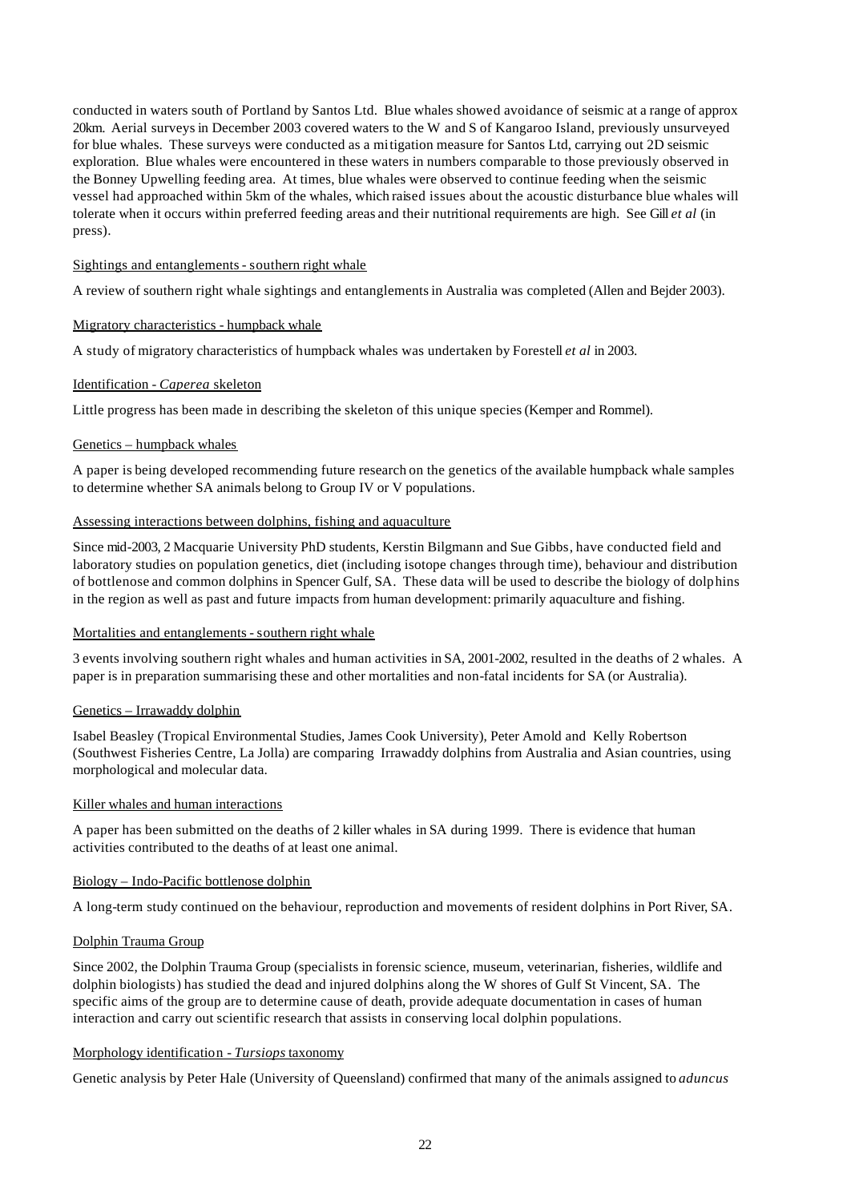conducted in waters south of Portland by Santos Ltd. Blue whales showed avoidance of seismic at a range of approx 20km. Aerial surveys in December 2003 covered waters to the W and S of Kangaroo Island, previously unsurveyed for blue whales. These surveys were conducted as a mitigation measure for Santos Ltd, carrying out 2D seismic exploration. Blue whales were encountered in these waters in numbers comparable to those previously observed in the Bonney Upwelling feeding area. At times, blue whales were observed to continue feeding when the seismic vessel had approached within 5km of the whales, which raised issues about the acoustic disturbance blue whales will tolerate when it occurs within preferred feeding areas and their nutritional requirements are high. See Gill *et al* (in press).

<u>Sightings and entanglements - southern right whale</u>

A review of southern right whale sightings and entanglements in Australia was completed (Allen and Bejder 2003).

<u>Migratory characteristics - humpback whale</u>

A study of migratory characteristics of humpback whales was undertaken by Forestell *et al* in 2003.

<u>Identification - *Caperea* skeleton</u>

Little progress has been made in describing the skeleton of this unique species (Kemper and Rommel).

<u>Genetics – humpback whales</u>

A paper is being developed recommending future research on the genetics of the available humpback whale samples to determine whether SA animals belong to Group IV or V populations.

<u>Assessing interactions between dolphins, fishing and aquaculture</u>

Since mid-2003, 2 Macquarie University PhD students, Kerstin Bilgmann and Sue Gibbs, have conducted field and laboratory studies on population genetics, diet (including isotope changes through time), behaviour and distribution of bottlenose and common dolphins in Spencer Gulf, SA. These data will be used to describe the biology of dolphins in the region as well as past and future impacts from human development: primarily aquaculture and fishing.

<u>Mortalities and entanglements - southern right whale</u>

3 events involving southern right whales and human activities in SA, 2001-2002, resulted in the deaths of 2 whales. A paper is in preparation summarising these and other mortalities and non-fatal incidents for SA (or Australia).

<u>Genetics – Irrawaddy dolphin</u>

Isabel Beasley (Tropical Environmental Studies, James Cook University), Peter Amold and Kelly Robertson (Southwest Fisheries Centre, La Jolla) are comparing Irrawaddy dolphins from Australia and Asian countries, using morphological and molecular data.

<u>Killer whales and human interactions</u>

A paper has been submitted on the deaths of 2 killer whales in SA during 1999. There is evidence that human activities contributed to the deaths of at least one animal.

<u>Biology – Indo-Pacific bottlenose dolphin</u>

A long-term study continued on the behaviour, reproduction and movements of resident dolphins in Port River, SA.

<u>Dolphin Trauma Group</u>

Since 2002, the Dolphin Trauma Group (specialists in forensic science, museum, veterinarian, fisheries, wildlife and dolphin biologists) has studied the dead and injured dolphins along the W shores of Gulf St Vincent, SA. The specific aims of the group are to determine cause of death, provide adequate documentation in cases of human interaction and carry out scientific research that assists in conserving local dolphin populations.

<u>Morphology identification - *Tursiops* taxonomy</u>

Genetic analysis by Peter Hale (University of Queensland) confirmed that many of the animals assigned to *aduncus*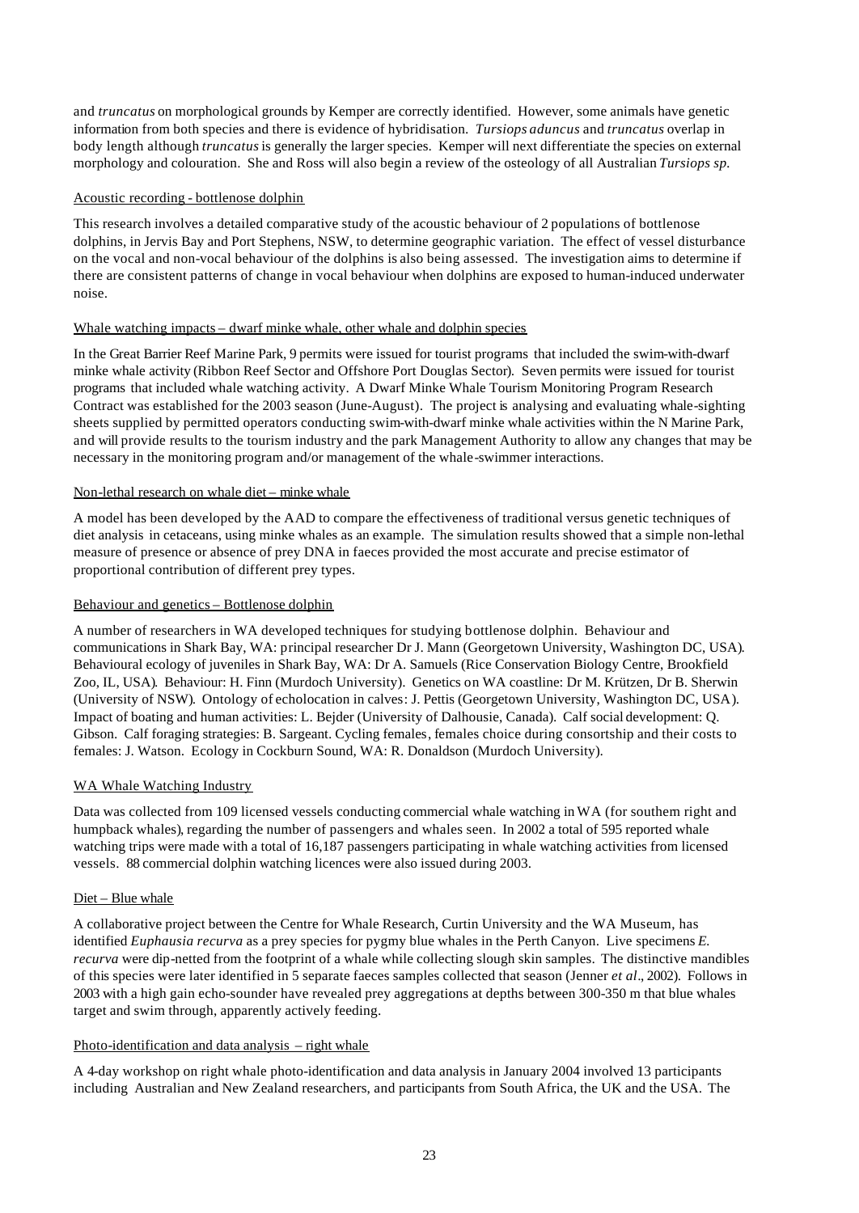and *truncatus* on morphological grounds by Kemper are correctly identified. However, some animals have genetic information from both species and there is evidence of hybridisation. *Tursiops aduncus* and *truncatus* overlap in body length although *truncatus* is generally the larger species. Kemper will next differentiate the species on external morphology and colouration. She and Ross will also begin a review of the osteology of all Australian *Tursiops sp.*

Acoustic recording - bottlenose dolphin

This research involves a detailed comparative study of the acoustic behaviour of 2 populations of bottlenose dolphins, in Jervis Bay and Port Stephens, NSW, to determine geographic variation. The effect of vessel disturbance on the vocal and non-vocal behaviour of the dolphins is also being assessed. The investigation aims to determine if there are consistent patterns of change in vocal behaviour when dolphins are exposed to human-induced underwater noise.

Whale watching impacts – dwarf minke whale, other whale and dolphin species

In the Great Barrier Reef Marine Park, 9 permits were issued for tourist programs that included the swim-with-dwarf minke whale activity (Ribbon Reef Sector and Offshore Port Douglas Sector). Seven permits were issued for tourist programs that included whale watching activity. A Dwarf Minke Whale Tourism Monitoring Program Research Contract was established for the 2003 season (June-August). The project is analysing and evaluating whale-sighting sheets supplied by permitted operators conducting swim-with-dwarf minke whale activities within the N Marine Park, and will provide results to the tourism industry and the park Management Authority to allow any changes that may be necessary in the monitoring program and/or management of the whale-swimmer interactions.

Non-lethal research on whale diet – minke whale

A model has been developed by the AAD to compare the effectiveness of traditional versus genetic techniques of diet analysis in cetaceans, using minke whales as an example. The simulation results showed that a simple non-lethal measure of presence or absence of prey DNA in faeces provided the most accurate and precise estimator of proportional contribution of different prey types.

Behaviour and genetics – Bottlenose dolphin

A number of researchers in WA developed techniques for studying bottlenose dolphin. Behaviour and communications in Shark Bay, WA: principal researcher Dr J. Mann (Georgetown University, Washington DC, USA). Behavioural ecology of juveniles in Shark Bay, WA: Dr A. Samuels (Rice Conservation Biology Centre, Brookfield Zoo, IL, USA). Behaviour: H. Finn (Murdoch University). Genetics on WA coastline: Dr M. Krützen, Dr B. Sherwin (University of NSW). Ontology of echolocation in calves: J. Pettis (Georgetown University, Washington DC, USA). Impact of boating and human activities: L. Bejder (University of Dalhousie, Canada). Calf social development: Q. Gibson. Calf foraging strategies: B. Sargeant. Cycling females, females choice during consortship and their costs to females: J. Watson. Ecology in Cockburn Sound, WA: R. Donaldson (Murdoch University).

WA Whale Watching Industry

Data was collected from 109 licensed vessels conducting commercial whale watching in WA (for southern right and humpback whales), regarding the number of passengers and whales seen. In 2002 a total of 595 reported whale watching trips were made with a total of 16,187 passengers participating in whale watching activities from licensed vessels. 88 commercial dolphin watching licences were also issued during 2003.

Diet – Blue whale

A collaborative project between the Centre for Whale Research, Curtin University and the WA Museum, has identified *Euphausia recurva* as a prey species for pygmy blue whales in the Perth Canyon. Live specimens *E. recurva* were dip-netted from the footprint of a whale while collecting slough skin samples. The distinctive mandibles of this species were later identified in 5 separate faeces samples collected that season (Jenner *et al*., 2002). Follows in 2003 with a high gain echo-sounder have revealed prey aggregations at depths between 300-350 m that blue whales target and swim through, apparently actively feeding.

Photo-identification and data analysis – right whale

A 4-day workshop on right whale photo-identification and data analysis in January 2004 involved 13 participants including Australian and New Zealand researchers, and participants from South Africa, the UK and the USA. The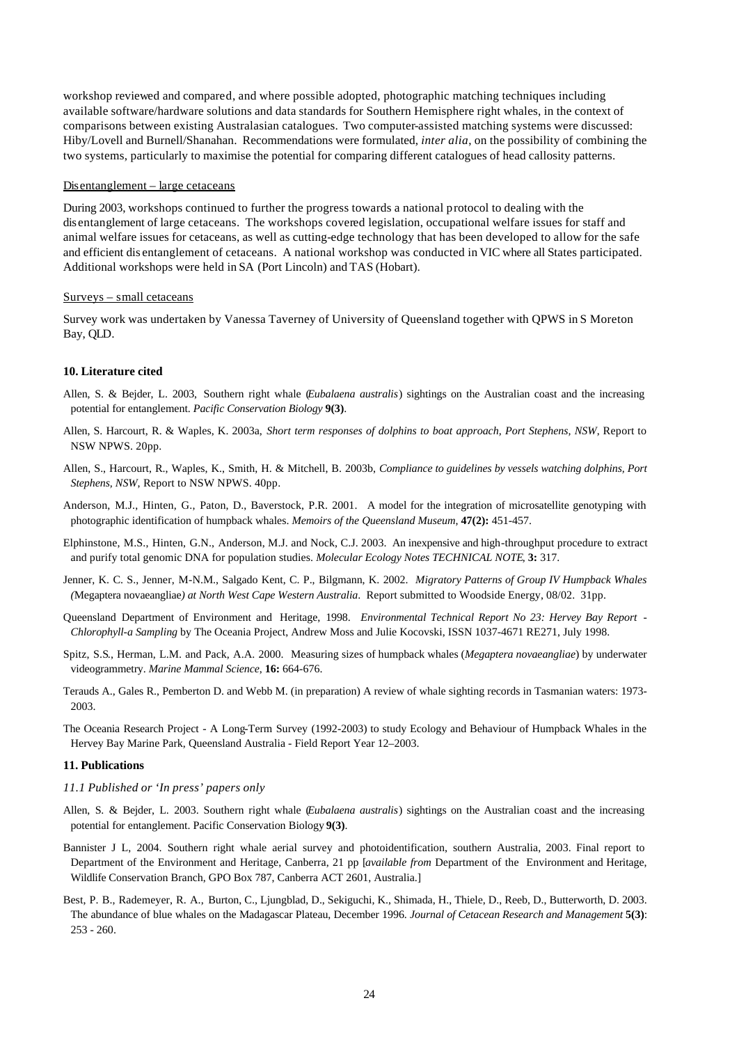workshop reviewed and compared, and where possible adopted, photographic matching techniques including available software/hardware solutions and data standards for Southern Hemisphere right whales, in the context of comparisons between existing Australasian catalogues. Two computer-assisted matching systems were discussed: Hiby/Lovell and Burnell/Shanahan. Recommendations were formulated, *inter alia*, on the possibility of combining the two systems, particularly to maximise the potential for comparing different catalogues of head callosity patterns.

Disentanglement – large cetaceans

During 2003, workshops continued to further the progress towards a national protocol to dealing with the disentanglement of large cetaceans. The workshops covered legislation, occupational welfare issues for staff and animal welfare issues for cetaceans, as well as cutting-edge technology that has been developed to allow for the safe and efficient disentanglement of cetaceans. A national workshop was conducted in VIC where all States participated. Additional workshops were held in SA (Port Lincoln) and TAS (Hobart).

Surveys – small cetaceans

Survey work was undertaken by Vanessa Taverney of University of Queensland together with QPWS in S Moreton Bay, QLD.

## 10. Literature cited

Allen, S. & Bejder, L. 2003, Southern right whale (*Eubalaena australis*) sightings on the Australian coast and the increasing potential for entanglement. *Pacific Conservation Biology* **9(3)**.

Allen, S. Harcourt, R. & Waples, K. 2003a, *Short term responses of dolphins to boat approach, Port Stephens, NSW*, Report to NSW NPWS. 20pp.

Allen, S., Harcourt, R., Waples, K., Smith, H. & Mitchell, B. 2003b, *Compliance to guidelines by vessels watching dolphins, Port Stephens, NSW*, Report to NSW NPWS. 40pp.

Anderson, M.J., Hinten, G., Paton, D., Baverstock, P.R. 2001. A model for the integration of microsatellite genotyping with photographic identification of humpback whales. *Memoirs of the Queensland Museum*, **47(2):** 451-457.

Elphinstone, M.S., Hinten, G.N., Anderson, M.J. and Nock, C.J. 2003. An inexpensive and high-throughput procedure to extract and purify total genomic DNA for population studies. *Molecular Ecology Notes TECHNICAL NOTE*, **3:** 317.

Jenner, K. C. S., Jenner, M-N.M., Salgado Kent, C. P., Bilgmann, K. 2002. *Migratory Patterns of Group IV Humpback Whales (*Megaptera novaeangliae*) at North West Cape Western Australia.* Report submitted to Woodside Energy, 08/02. 31pp.

Queensland Department of Environment and Heritage, 1998. *Environmental Technical Report No 23: Hervey Bay Report - Chlorophyll-a Sampling* by The Oceania Project, Andrew Moss and Julie Kocovski, ISSN 1037-4671 RE271, July 1998.

Spitz, S.S., Herman, L.M. and Pack, A.A. 2000. Measuring sizes of humpback whales (*Megaptera novaeangliae*) by underwater videogrammetry. *Marine Mammal Science*, **16:** 664-676.

Terauds A., Gales R., Pemberton D. and Webb M. (in preparation) A review of whale sighting records in Tasmanian waters: 1973-2003.

The Oceania Research Project - A Long-Term Survey (1992-2003) to study Ecology and Behaviour of Humpback Whales in the Hervey Bay Marine Park, Queensland Australia - Field Report Year 12–2003.

## 11. Publications

### *11.1 Published or 'In press' papers only*

Allen, S. & Bejder, L. 2003. Southern right whale (*Eubalaena australis*) sightings on the Australian coast and the increasing potential for entanglement. Pacific Conservation Biology **9(3)**.

Bannister J L, 2004. Southern right whale aerial survey and photoidentification, southern Australia, 2003. Final report to Department of the Environment and Heritage, Canberra, 21 pp [*available from* Department of the Environment and Heritage, Wildlife Conservation Branch, GPO Box 787, Canberra ACT 2601, Australia.]

Best, P. B., Rademeyer, R. A., Burton, C., Ljungblad, D., Sekiguchi, K., Shimada, H., Thiele, D., Reeb, D., Butterworth, D. 2003. The abundance of blue whales on the Madagascar Plateau, December 1996. *Journal of Cetacean Research and Management* **5(3)**: 253 - 260.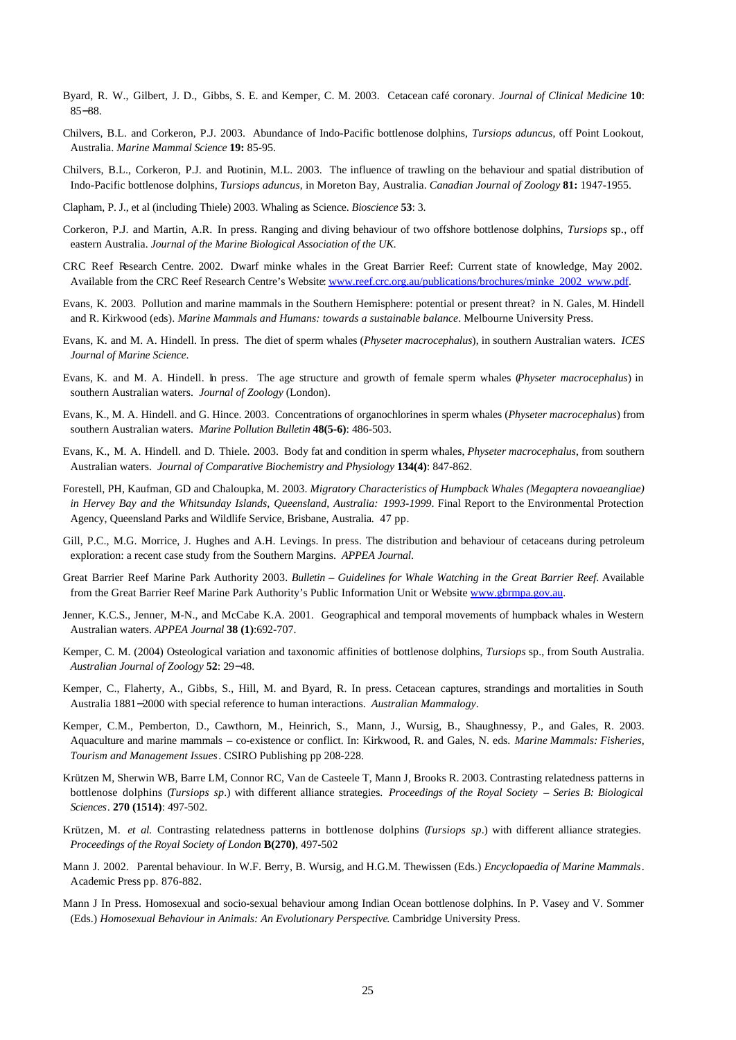Byard, R. W., Gilbert, J. D., Gibbs, S. E. and Kemper, C. M. 2003. Cetacean café coronary. *Journal of Clinical Medicine* **10**: 85−88.

Chilvers, B.L. and Corkeron, P.J. 2003. Abundance of Indo-Pacific bottlenose dolphins, *Tursiops aduncus*, off Point Lookout, Australia. *Marine Mammal Science* **19:** 85-95.

Chilvers, B.L., Corkeron, P.J. and Puotinin, M.L. 2003. The influence of trawling on the behaviour and spatial distribution of Indo-Pacific bottlenose dolphins, *Tursiops aduncus*, in Moreton Bay, Australia. *Canadian Journal of Zoology* **81:** 1947-1955.

Clapham, P. J., et al (including Thiele) 2003. Whaling as Science. *Bioscience* **53**: 3.

Corkeron, P.J. and Martin, A.R. In press. Ranging and diving behaviour of two offshore bottlenose dolphins, *Tursiops* sp., off eastern Australia. *Journal of the Marine Biological Association of the UK*.

CRC Reef Research Centre. 2002. Dwarf minke whales in the Great Barrier Reef: Current state of knowledge, May 2002. Available from the CRC Reef Research Centre's Website: www.reef.crc.org.au/publications/brochures/minke_2002_www.pdf.

Evans, K. 2003. Pollution and marine mammals in the Southern Hemisphere: potential or present threat? in N. Gales, M. Hindell and R. Kirkwood (eds). *Marine Mammals and Humans: towards a sustainable balance*. Melbourne University Press.

Evans, K. and M. A. Hindell. In press. The diet of sperm whales (*Physeter macrocephalus*), in southern Australian waters. *ICES Journal of Marine Science*.

Evans, K. and M. A. Hindell. In press. The age structure and growth of female sperm whales (*Physeter macrocephalus*) in southern Australian waters. *Journal of Zoology* (London).

Evans, K., M. A. Hindell. and G. Hince. 2003. Concentrations of organochlorines in sperm whales (*Physeter macrocephalus*) from southern Australian waters. *Marine Pollution Bulletin* **48(5-6)**: 486-503.

Evans, K., M. A. Hindell. and D. Thiele. 2003. Body fat and condition in sperm whales, *Physeter macrocephalus*, from southern Australian waters. *Journal of Comparative Biochemistry and Physiology* **134(4)**: 847-862.

Forestell, PH, Kaufman, GD and Chaloupka, M. 2003. *Migratory Characteristics of Humpback Whales (Megaptera novaeangliae) in Hervey Bay and the Whitsunday Islands, Queensland, Australia: 1993-1999*. Final Report to the Environmental Protection Agency, Queensland Parks and Wildlife Service, Brisbane, Australia. 47 pp.

Gill, P.C., M.G. Morrice, J. Hughes and A.H. Levings. In press. The distribution and behaviour of cetaceans during petroleum exploration: a recent case study from the Southern Margins. *APPEA Journal*.

Great Barrier Reef Marine Park Authority 2003. *Bulletin – Guidelines for Whale Watching in the Great Barrier Reef*. Available from the Great Barrier Reef Marine Park Authority's Public Information Unit or Website www.gbrmpa.gov.au.

Jenner, K.C.S., Jenner, M-N., and McCabe K.A. 2001. Geographical and temporal movements of humpback whales in Western Australian waters. *APPEA Journal* **38 (1)**:692-707.

Kemper, C. M. (2004) Osteological variation and taxonomic affinities of bottlenose dolphins, *Tursiops* sp., from South Australia. *Australian Journal of Zoology* **52**: 29−48.

Kemper, C., Flaherty, A., Gibbs, S., Hill, M. and Byard, R. In press. Cetacean captures, strandings and mortalities in South Australia 1881−2000 with special reference to human interactions. *Australian Mammalogy*.

Kemper, C.M., Pemberton, D., Cawthorn, M., Heinrich, S., Mann, J., Wursig, B., Shaughnessy, P., and Gales, R. 2003. Aquaculture and marine mammals – co-existence or conflict. In: Kirkwood, R. and Gales, N. eds. *Marine Mammals: Fisheries, Tourism and Management Issues*. CSIRO Publishing pp 208-228.

Krützen M, Sherwin WB, Barre LM, Connor RC, Van de Casteele T, Mann J, Brooks R. 2003. Contrasting relatedness patterns in bottlenose dolphins (*Tursiops sp.*) with different alliance strategies. *Proceedings of the Royal Society – Series B: Biological Sciences*. **270 (1514)**: 497-502.

Krützen, M. *et al.* Contrasting relatedness patterns in bottlenose dolphins (*Tursiops sp.*) with different alliance strategies. *Proceedings of the Royal Society of London* **B(270)**, 497-502

Mann J. 2002. Parental behaviour. In W.F. Berry, B. Wursig, and H.G.M. Thewissen (Eds.) *Encyclopaedia of Marine Mammals*. Academic Press pp. 876-882.

Mann J In Press. Homosexual and socio-sexual behaviour among Indian Ocean bottlenose dolphins. In P. Vasey and V. Sommer (Eds.) *Homosexual Behaviour in Animals: An Evolutionary Perspective*. Cambridge University Press.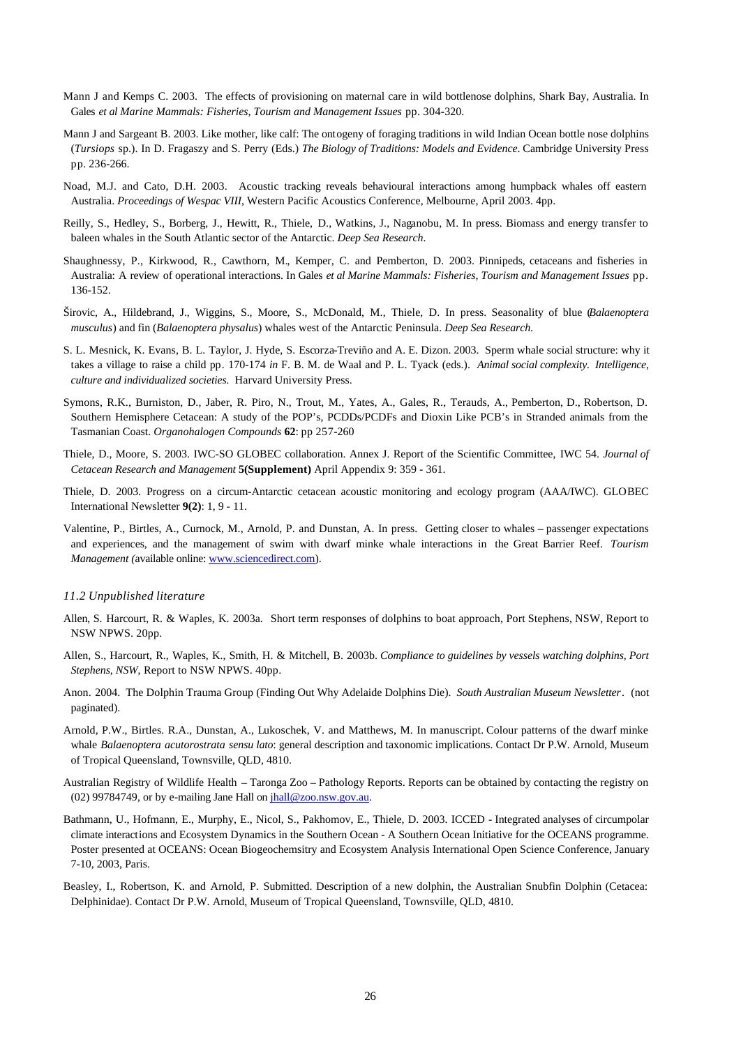Mann J and Kemps C. 2003. The effects of provisioning on maternal care in wild bottlenose dolphins, Shark Bay, Australia. In Gales *et al Marine Mammals: Fisheries, Tourism and Management Issues* pp. 304-320.

Mann J and Sargeant B. 2003. Like mother, like calf: The ontogeny of foraging traditions in wild Indian Ocean bottle nose dolphins (*Tursiops* sp.). In D. Fragaszy and S. Perry (Eds.) *The Biology of Traditions: Models and Evidence*. Cambridge University Press pp. 236-266.

Noad, M.J. and Cato, D.H. 2003. Acoustic tracking reveals behavioural interactions among humpback whales off eastern Australia. *Proceedings of Wespac VIII*, Western Pacific Acoustics Conference, Melbourne, April 2003. 4pp.

Reilly, S., Hedley, S., Borberg, J., Hewitt, R., Thiele, D., Watkins, J., Naganobu, M. In press. Biomass and energy transfer to baleen whales in the South Atlantic sector of the Antarctic. *Deep Sea Research*.

Shaughnessy, P., Kirkwood, R., Cawthorn, M., Kemper, C. and Pemberton, D. 2003. Pinnipeds, cetaceans and fisheries in Australia: A review of operational interactions. In Gales *et al Marine Mammals: Fisheries, Tourism and Management Issues* pp. 136-152.

Širovic, A., Hildebrand, J., Wiggins, S., Moore, S., McDonald, M., Thiele, D. In press. Seasonality of blue (*Balaenoptera musculus*) and fin (*Balaenoptera physalus*) whales west of the Antarctic Peninsula. *Deep Sea Research.*

S. L. Mesnick, K. Evans, B. L. Taylor, J. Hyde, S. Escorza-Treviño and A. E. Dizon. 2003. Sperm whale social structure: why it takes a village to raise a child pp. 170-174 *in* F. B. M. de Waal and P. L. Tyack (eds.). *Animal social complexity. Intelligence, culture and individualized societies.* Harvard University Press.

Symons, R.K., Burniston, D., Jaber, R. Piro, N., Trout, M., Yates, A., Gales, R., Terauds, A., Pemberton, D., Robertson, D. Southern Hemisphere Cetacean: A study of the POP's, PCDDs/PCDFs and Dioxin Like PCB's in Stranded animals from the Tasmanian Coast. *Organohalogen Compounds* **62**: pp 257-260

Thiele, D., Moore, S. 2003. IWC-SO GLOBEC collaboration. Annex J. Report of the Scientific Committee, IWC 54. *Journal of Cetacean Research and Management* **5(Supplement)** April Appendix 9: 359 - 361.

Thiele, D. 2003. Progress on a circum-Antarctic cetacean acoustic monitoring and ecology program (AAA/IWC). GLOBEC International Newsletter **9(2)**: 1, 9 - 11.

Valentine, P., Birtles, A., Curnock, M., Arnold, P. and Dunstan, A. In press. Getting closer to whales – passenger expectations and experiences, and the management of swim with dwarf minke whale interactions in the Great Barrier Reef. *Tourism Management (*available online: www.sciencedirect.com).

### *11.2 Unpublished literature*

Allen, S. Harcourt, R. & Waples, K. 2003a. Short term responses of dolphins to boat approach, Port Stephens, NSW, Report to NSW NPWS. 20pp.

Allen, S., Harcourt, R., Waples, K., Smith, H. & Mitchell, B. 2003b. *Compliance to guidelines by vessels watching dolphins, Port Stephens, NSW*, Report to NSW NPWS. 40pp.

Anon. 2004. The Dolphin Trauma Group (Finding Out Why Adelaide Dolphins Die). *South Australian Museum Newsletter*. (not paginated).

Arnold, P.W., Birtles. R.A., Dunstan, A., Lukoschek, V. and Matthews, M. In manuscript. Colour patterns of the dwarf minke whale *Balaenoptera acutorostrata sensu lato*: general description and taxonomic implications. Contact Dr P.W. Arnold, Museum of Tropical Queensland, Townsville, QLD, 4810.

Australian Registry of Wildlife Health – Taronga Zoo – Pathology Reports. Reports can be obtained by contacting the registry on (02) 99784749, or by e-mailing Jane Hall on jhall@zoo.nsw.gov.au.

Bathmann, U., Hofmann, E., Murphy, E., Nicol, S., Pakhomov, E., Thiele, D. 2003. ICCED - Integrated analyses of circumpolar climate interactions and Ecosystem Dynamics in the Southern Ocean - A Southern Ocean Initiative for the OCEANS programme. Poster presented at OCEANS: Ocean Biogeochemsitry and Ecosystem Analysis International Open Science Conference, January 7-10, 2003, Paris.

Beasley, I., Robertson, K. and Arnold, P. Submitted. Description of a new dolphin, the Australian Snubfin Dolphin (Cetacea: Delphinidae). Contact Dr P.W. Arnold, Museum of Tropical Queensland, Townsville, QLD, 4810.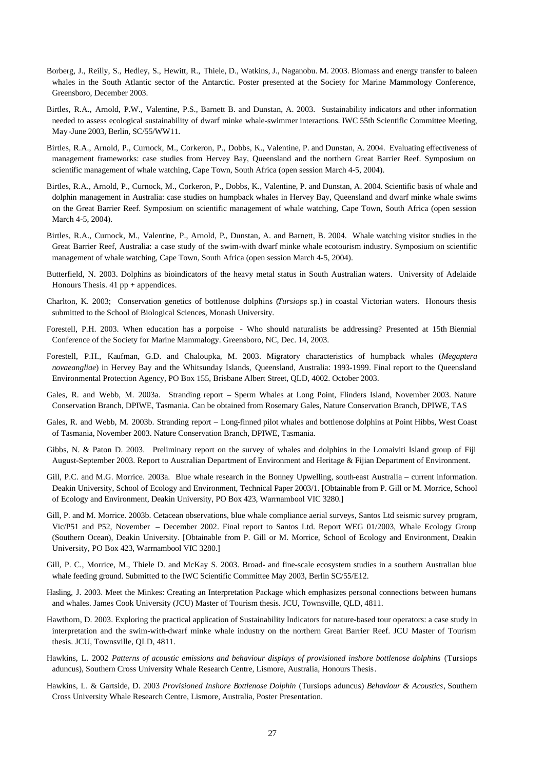Borberg, J., Reilly, S., Hedley, S., Hewitt, R., Thiele, D., Watkins, J., Naganobu. M. 2003. Biomass and energy transfer to baleen whales in the South Atlantic sector of the Antarctic. Poster presented at the Society for Marine Mammology Conference, Greensboro, December 2003.

Birtles, R.A., Arnold, P.W., Valentine, P.S., Barnett B. and Dunstan, A. 2003. Sustainability indicators and other information needed to assess ecological sustainability of dwarf minke whale-swimmer interactions. IWC 55th Scientific Committee Meeting, May-June 2003, Berlin, SC/55/WW11.

Birtles, R.A., Arnold, P., Curnock, M., Corkeron, P., Dobbs, K., Valentine, P. and Dunstan, A. 2004. Evaluating effectiveness of management frameworks: case studies from Hervey Bay, Queensland and the northern Great Barrier Reef. Symposium on scientific management of whale watching, Cape Town, South Africa (open session March 4-5, 2004).

Birtles, R.A., Arnold, P., Curnock, M., Corkeron, P., Dobbs, K., Valentine, P. and Dunstan, A. 2004. Scientific basis of whale and dolphin management in Australia: case studies on humpback whales in Hervey Bay, Queensland and dwarf minke whale swims on the Great Barrier Reef. Symposium on scientific management of whale watching, Cape Town, South Africa (open session March 4-5, 2004).

Birtles, R.A., Curnock, M., Valentine, P., Arnold, P., Dunstan, A. and Barnett, B. 2004. Whale watching visitor studies in the Great Barrier Reef, Australia: a case study of the swim-with dwarf minke whale ecotourism industry. Symposium on scientific management of whale watching, Cape Town, South Africa (open session March 4-5, 2004).

Butterfield, N. 2003. Dolphins as bioindicators of the heavy metal status in South Australian waters. University of Adelaide Honours Thesis. 41 pp + appendices.

Charlton, K. 2003; Conservation genetics of bottlenose dolphins (*Tursiops* sp.) in coastal Victorian waters. Honours thesis submitted to the School of Biological Sciences, Monash University.

Forestell, P.H. 2003. When education has a porpoise - Who should naturalists be addressing? Presented at 15th Biennial Conference of the Society for Marine Mammalogy. Greensboro, NC, Dec. 14, 2003.

Forestell, P.H., Kaufman, G.D. and Chaloupka, M. 2003. Migratory characteristics of humpback whales (*Megaptera novaeangliae*) in Hervey Bay and the Whitsunday Islands, Queensland, Australia: 1993-1999. Final report to the Queensland Environmental Protection Agency, PO Box 155, Brisbane Albert Street, QLD, 4002. October 2003.

Gales, R. and Webb, M. 2003a. Stranding report – Sperm Whales at Long Point, Flinders Island, November 2003. Nature Conservation Branch, DPIWE, Tasmania. Can be obtained from Rosemary Gales, Nature Conservation Branch, DPIWE, TAS

Gales, R. and Webb, M. 2003b. Stranding report – Long-finned pilot whales and bottlenose dolphins at Point Hibbs, West Coast of Tasmania, November 2003. Nature Conservation Branch, DPIWE, Tasmania.

Gibbs, N. & Paton D. 2003. Preliminary report on the survey of whales and dolphins in the Lomaiviti Island group of Fiji August-September 2003. Report to Australian Department of Environment and Heritage & Fijian Department of Environment.

Gill, P.C. and M.G. Morrice. 2003a. Blue whale research in the Bonney Upwelling, south-east Australia – current information. Deakin University, School of Ecology and Environment, Technical Paper 2003/1. [Obtainable from P. Gill or M. Morrice, School of Ecology and Environment, Deakin University, PO Box 423, Warrnambool VIC 3280.]

Gill, P. and M. Morrice. 2003b. Cetacean observations, blue whale compliance aerial surveys, Santos Ltd seismic survey program, Vic/P51 and P52, November – December 2002. Final report to Santos Ltd. Report WEG 01/2003, Whale Ecology Group (Southern Ocean), Deakin University. [Obtainable from P. Gill or M. Morrice, School of Ecology and Environment, Deakin University, PO Box 423, Warrnambool VIC 3280.]

Gill, P. C., Morrice, M., Thiele D. and McKay S. 2003. Broad- and fine-scale ecosystem studies in a southern Australian blue whale feeding ground. Submitted to the IWC Scientific Committee May 2003, Berlin SC/55/E12.

Hasling, J. 2003. Meet the Minkes: Creating an Interpretation Package which emphasizes personal connections between humans and whales. James Cook University (JCU) Master of Tourism thesis. JCU, Townsville, QLD, 4811.

Hawthorn, D. 2003. Exploring the practical application of Sustainability Indicators for nature-based tour operators: a case study in interpretation and the swim-with-dwarf minke whale industry on the northern Great Barrier Reef. JCU Master of Tourism thesis. JCU, Townsville, QLD, 4811.

Hawkins, L. 2002 *Patterns of acoustic emissions and behaviour displays of provisioned inshore bottlenose dolphins* (Tursiops aduncus), Southern Cross University Whale Research Centre, Lismore, Australia, Honours Thesis.

Hawkins, L. & Gartside, D. 2003 *Provisioned Inshore Bottlenose Dolphin* (Tursiops aduncus) *Behaviour & Acoustics*, Southern Cross University Whale Research Centre, Lismore, Australia, Poster Presentation.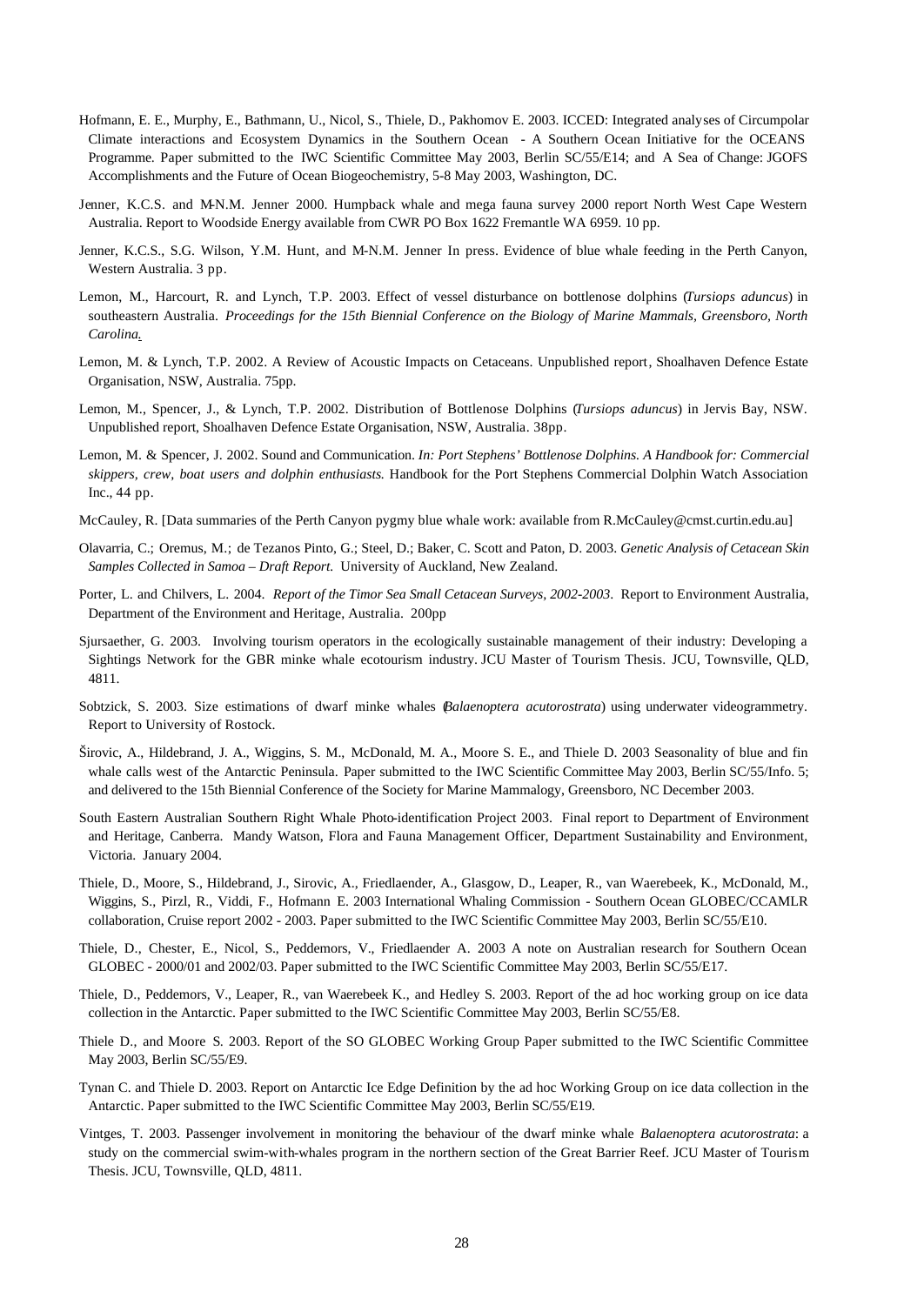Hofmann, E. E., Murphy, E., Bathmann, U., Nicol, S., Thiele, D., Pakhomov E. 2003. ICCED: Integrated analyses of Circumpolar Climate interactions and Ecosystem Dynamics in the Southern Ocean - A Southern Ocean Initiative for the OCEANS Programme. Paper submitted to the IWC Scientific Committee May 2003, Berlin SC/55/E14; and A Sea of Change: JGOFS Accomplishments and the Future of Ocean Biogeochemistry, 5-8 May 2003, Washington, DC.

Jenner, K.C.S. and M-N.M. Jenner 2000. Humpback whale and mega fauna survey 2000 report North West Cape Western Australia. Report to Woodside Energy available from CWR PO Box 1622 Fremantle WA 6959. 10 pp.

Jenner, K.C.S., S.G. Wilson, Y.M. Hunt, and M-N.M. Jenner In press. Evidence of blue whale feeding in the Perth Canyon, Western Australia. 3 pp.

Lemon, M., Harcourt, R. and Lynch, T.P. 2003. Effect of vessel disturbance on bottlenose dolphins (*Tursiops aduncus*) in southeastern Australia. *Proceedings for the 15th Biennial Conference on the Biology of Marine Mammals, Greensboro, North Carolina.*

Lemon, M. & Lynch, T.P. 2002. A Review of Acoustic Impacts on Cetaceans. Unpublished report, Shoalhaven Defence Estate Organisation, NSW, Australia. 75pp.

Lemon, M., Spencer, J., & Lynch, T.P. 2002. Distribution of Bottlenose Dolphins (*Tursiops aduncus*) in Jervis Bay, NSW. Unpublished report, Shoalhaven Defence Estate Organisation, NSW, Australia. 38pp.

Lemon, M. & Spencer, J. 2002. Sound and Communication. *In: Port Stephens' Bottlenose Dolphins. A Handbook for: Commercial skippers, crew, boat users and dolphin enthusiasts.* Handbook for the Port Stephens Commercial Dolphin Watch Association Inc., 44 pp.

McCauley, R. [Data summaries of the Perth Canyon pygmy blue whale work: available from R.McCauley@cmst.curtin.edu.au]

Olavarria, C.; Oremus, M.; de Tezanos Pinto, G.; Steel, D.; Baker, C. Scott and Paton, D. 2003. *Genetic Analysis of Cetacean Skin Samples Collected in Samoa – Draft Report.* University of Auckland, New Zealand.

Porter, L. and Chilvers, L. 2004. *Report of the Timor Sea Small Cetacean Surveys, 2002-2003.* Report to Environment Australia, Department of the Environment and Heritage, Australia. 200pp

Sjursaether, G. 2003. Involving tourism operators in the ecologically sustainable management of their industry: Developing a Sightings Network for the GBR minke whale ecotourism industry. JCU Master of Tourism Thesis. JCU, Townsville, QLD, 4811.

Sobtzick, S. 2003. Size estimations of dwarf minke whales (*Balaenoptera acutorostrata*) using underwater videogrammetry. Report to University of Rostock.

Širovic, A., Hildebrand, J. A., Wiggins, S. M., McDonald, M. A., Moore S. E., and Thiele D. 2003 Seasonality of blue and fin whale calls west of the Antarctic Peninsula. Paper submitted to the IWC Scientific Committee May 2003, Berlin SC/55/Info. 5; and delivered to the 15th Biennial Conference of the Society for Marine Mammalogy, Greensboro, NC December 2003.

South Eastern Australian Southern Right Whale Photo-identification Project 2003. Final report to Department of Environment and Heritage, Canberra. Mandy Watson, Flora and Fauna Management Officer, Department Sustainability and Environment, Victoria. January 2004.

Thiele, D., Moore, S., Hildebrand, J., Sirovic, A., Friedlaender, A., Glasgow, D., Leaper, R., van Waerebeek, K., McDonald, M., Wiggins, S., Pirzl, R., Viddi, F., Hofmann E. 2003 International Whaling Commission - Southern Ocean GLOBEC/CCAMLR collaboration, Cruise report 2002 - 2003. Paper submitted to the IWC Scientific Committee May 2003, Berlin SC/55/E10.

Thiele, D., Chester, E., Nicol, S., Peddemors, V., Friedlaender A. 2003 A note on Australian research for Southern Ocean GLOBEC - 2000/01 and 2002/03. Paper submitted to the IWC Scientific Committee May 2003, Berlin SC/55/E17.

Thiele, D., Peddemors, V., Leaper, R., van Waerebeek K., and Hedley S. 2003. Report of the ad hoc working group on ice data collection in the Antarctic. Paper submitted to the IWC Scientific Committee May 2003, Berlin SC/55/E8.

Thiele D., and Moore S. 2003. Report of the SO GLOBEC Working Group Paper submitted to the IWC Scientific Committee May 2003, Berlin SC/55/E9.

Tynan C. and Thiele D. 2003. Report on Antarctic Ice Edge Definition by the ad hoc Working Group on ice data collection in the Antarctic. Paper submitted to the IWC Scientific Committee May 2003, Berlin SC/55/E19.

Vintges, T. 2003. Passenger involvement in monitoring the behaviour of the dwarf minke whale *Balaenoptera acutorostrata*: a study on the commercial swim-with-whales program in the northern section of the Great Barrier Reef. JCU Master of Tourism Thesis. JCU, Townsville, QLD, 4811.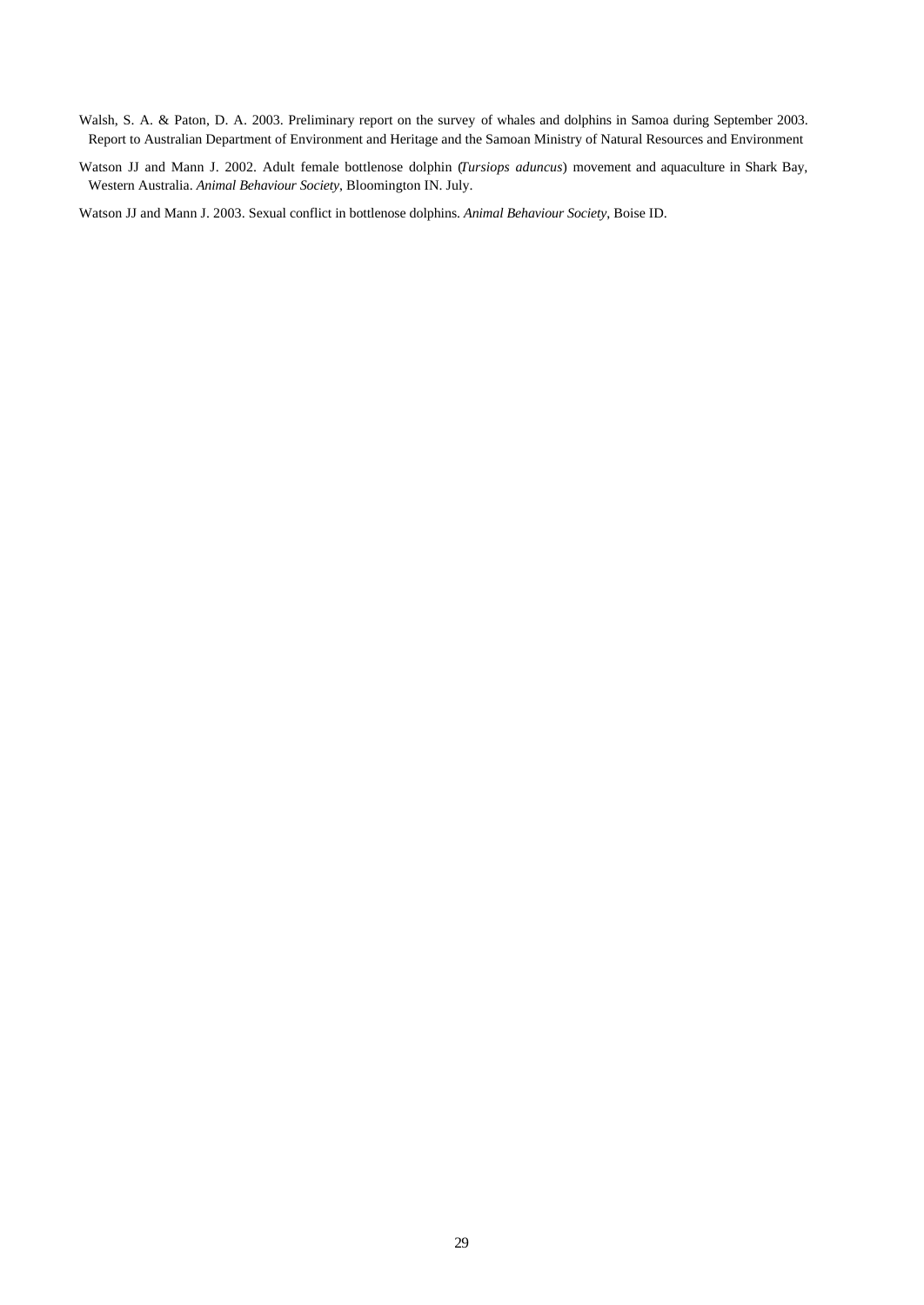Walsh, S. A. & Paton, D. A. 2003. Preliminary report on the survey of whales and dolphins in Samoa during September 2003. Report to Australian Department of Environment and Heritage and the Samoan Ministry of Natural Resources and Environment

Watson JJ and Mann J. 2002. Adult female bottlenose dolphin (*Tursiops aduncus*) movement and aquaculture in Shark Bay, Western Australia. *Animal Behaviour Society*, Bloomington IN. July.

Watson JJ and Mann J. 2003. Sexual conflict in bottlenose dolphins. *Animal Behaviour Society*, Boise ID.